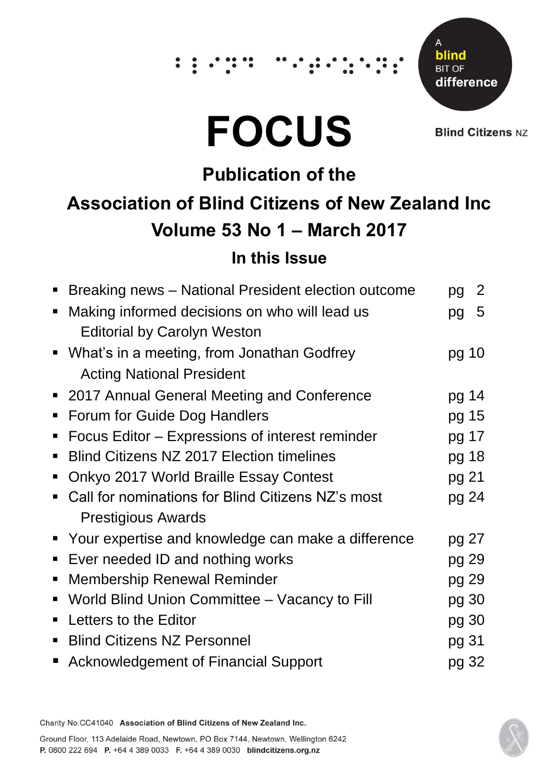A **blind** BIT OF **difference**

**Blind Citizens** NZ

# FOCUS

## Publication of the

## Association of Blind Citizens of New Zealand Inc

## Volume 53 No 1 – March 2017

### In this Issue

| Article | Page |
|---|---|
| Breaking news – National President election outcome | pg 2 |
| Making informed decisions on who will lead us<br>Editorial by Carolyn Weston | pg 5 |
| What's in a meeting, from Jonathan Godfrey<br>Acting National President | pg 10 |
| 2017 Annual General Meeting and Conference | pg 14 |
| Forum for Guide Dog Handlers | pg 15 |
| Focus Editor – Expressions of interest reminder | pg 17 |
| Blind Citizens NZ 2017 Election timelines | pg 18 |
| Onkyo 2017 World Braille Essay Contest | pg 21 |
| Call for nominations for Blind Citizens NZ's most<br>Prestigious Awards | pg 24 |
| Your expertise and knowledge can make a difference | pg 27 |
| Ever needed ID and nothing works | pg 29 |
| Membership Renewal Reminder | pg 29 |
| World Blind Union Committee – Vacancy to Fill | pg 30 |
| Letters to the Editor | pg 30 |
| Blind Citizens NZ Personnel | pg 31 |
| Acknowledgement of Financial Support | pg 32 |

Charity No.CC41040 **Association of Blind Citizens of New Zealand Inc.**

Ground Floor, 113 Adelaide Road, Newtown, PO Box 7144, Newtown, Wellington 6242
**P.** 0800 222 694 **P.** +64 4 389 0033 **F.** +64 4 389 0030 **blindcitizens.org.nz**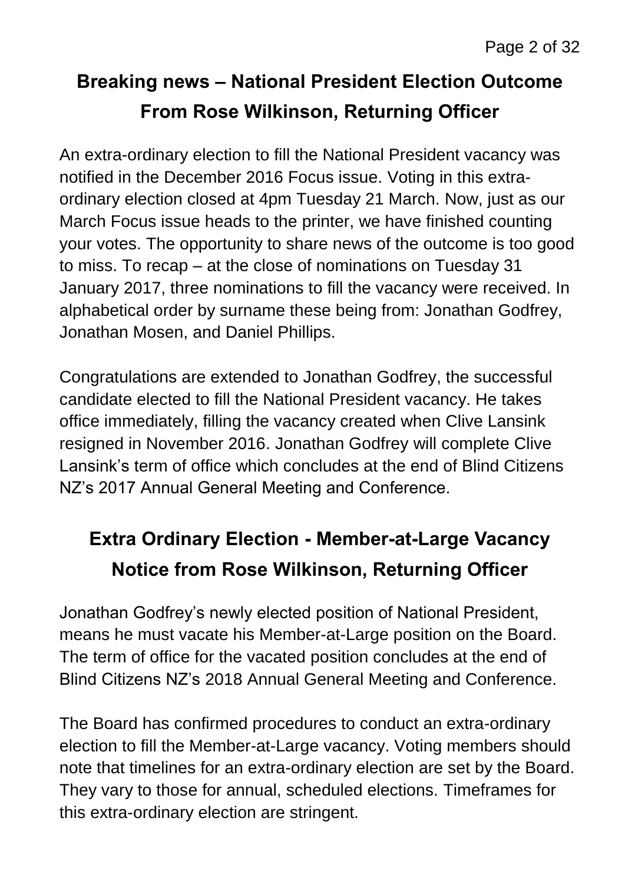## Breaking news – National President Election Outcome
## From Rose Wilkinson, Returning Officer

An extra-ordinary election to fill the National President vacancy was notified in the December 2016 Focus issue. Voting in this extra-ordinary election closed at 4pm Tuesday 21 March. Now, just as our March Focus issue heads to the printer, we have finished counting your votes. The opportunity to share news of the outcome is too good to miss. To recap – at the close of nominations on Tuesday 31 January 2017, three nominations to fill the vacancy were received. In alphabetical order by surname these being from: Jonathan Godfrey, Jonathan Mosen, and Daniel Phillips.

Congratulations are extended to Jonathan Godfrey, the successful candidate elected to fill the National President vacancy. He takes office immediately, filling the vacancy created when Clive Lansink resigned in November 2016. Jonathan Godfrey will complete Clive Lansink's term of office which concludes at the end of Blind Citizens NZ's 2017 Annual General Meeting and Conference.

## Extra Ordinary Election - Member-at-Large Vacancy
## Notice from Rose Wilkinson, Returning Officer

Jonathan Godfrey's newly elected position of National President, means he must vacate his Member-at-Large position on the Board. The term of office for the vacated position concludes at the end of Blind Citizens NZ's 2018 Annual General Meeting and Conference.

The Board has confirmed procedures to conduct an extra-ordinary election to fill the Member-at-Large vacancy. Voting members should note that timelines for an extra-ordinary election are set by the Board. They vary to those for annual, scheduled elections. Timeframes for this extra-ordinary election are stringent.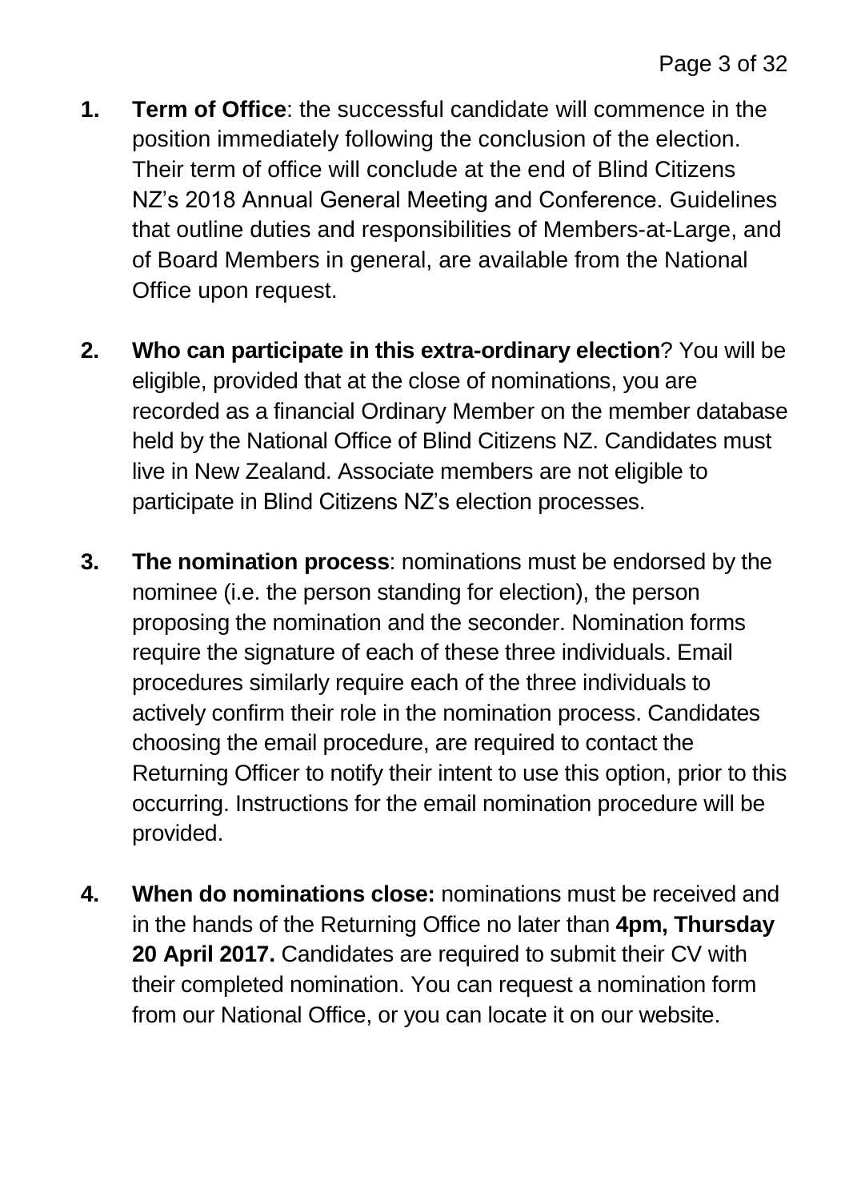1. **Term of Office**: the successful candidate will commence in the position immediately following the conclusion of the election. Their term of office will conclude at the end of Blind Citizens NZ's 2018 Annual General Meeting and Conference. Guidelines that outline duties and responsibilities of Members-at-Large, and of Board Members in general, are available from the National Office upon request.

2. **Who can participate in this extra-ordinary election**? You will be eligible, provided that at the close of nominations, you are recorded as a financial Ordinary Member on the member database held by the National Office of Blind Citizens NZ. Candidates must live in New Zealand. Associate members are not eligible to participate in Blind Citizens NZ's election processes.

3. **The nomination process**: nominations must be endorsed by the nominee (i.e. the person standing for election), the person proposing the nomination and the seconder. Nomination forms require the signature of each of these three individuals. Email procedures similarly require each of the three individuals to actively confirm their role in the nomination process. Candidates choosing the email procedure, are required to contact the Returning Officer to notify their intent to use this option, prior to this occurring. Instructions for the email nomination procedure will be provided.

4. **When do nominations close:** nominations must be received and in the hands of the Returning Office no later than **4pm, Thursday 20 April 2017.** Candidates are required to submit their CV with their completed nomination. You can request a nomination form from our National Office, or you can locate it on our website.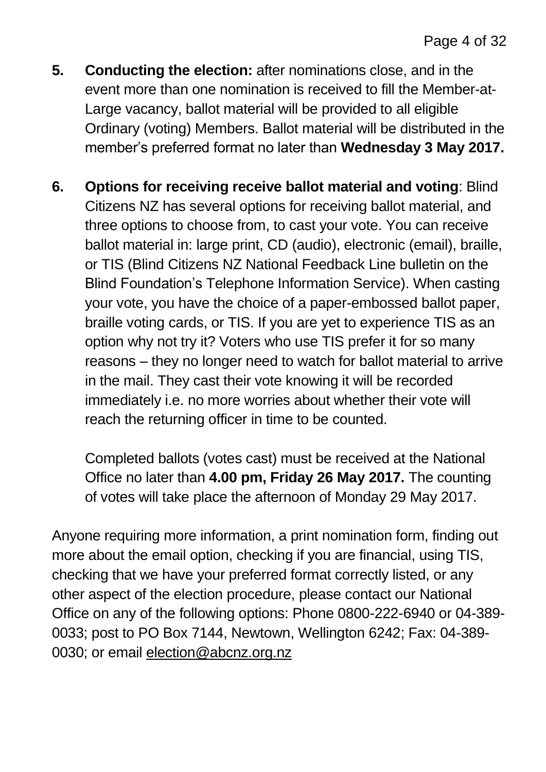5. **Conducting the election:** after nominations close, and in the event more than one nomination is received to fill the Member-at-Large vacancy, ballot material will be provided to all eligible Ordinary (voting) Members. Ballot material will be distributed in the member's preferred format no later than **Wednesday 3 May 2017.**

6. **Options for receiving receive ballot material and voting**: Blind Citizens NZ has several options for receiving ballot material, and three options to choose from, to cast your vote. You can receive ballot material in: large print, CD (audio), electronic (email), braille, or TIS (Blind Citizens NZ National Feedback Line bulletin on the Blind Foundation's Telephone Information Service). When casting your vote, you have the choice of a paper-embossed ballot paper, braille voting cards, or TIS. If you are yet to experience TIS as an option why not try it? Voters who use TIS prefer it for so many reasons – they no longer need to watch for ballot material to arrive in the mail. They cast their vote knowing it will be recorded immediately i.e. no more worries about whether their vote will reach the returning officer in time to be counted.

   Completed ballots (votes cast) must be received at the National Office no later than **4.00 pm, Friday 26 May 2017.** The counting of votes will take place the afternoon of Monday 29 May 2017.

Anyone requiring more information, a print nomination form, finding out more about the email option, checking if you are financial, using TIS, checking that we have your preferred format correctly listed, or any other aspect of the election procedure, please contact our National Office on any of the following options: Phone 0800-222-6940 or 04-389-0033; post to PO Box 7144, Newtown, Wellington 6242; Fax: 04-389-0030; or email election@abcnz.org.nz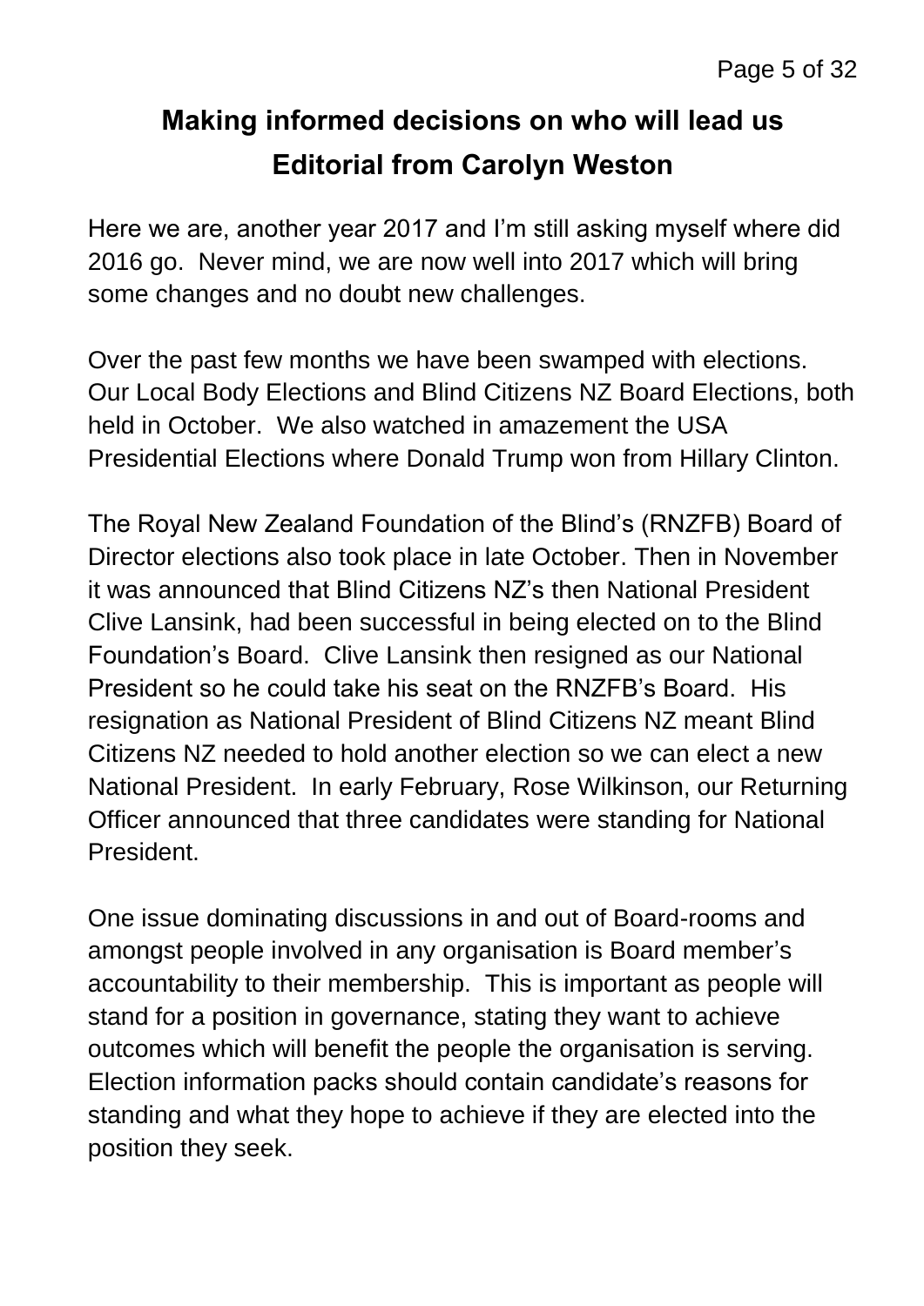# Making informed decisions on who will lead us

## Editorial from Carolyn Weston

Here we are, another year 2017 and I'm still asking myself where did 2016 go. Never mind, we are now well into 2017 which will bring some changes and no doubt new challenges.

Over the past few months we have been swamped with elections. Our Local Body Elections and Blind Citizens NZ Board Elections, both held in October. We also watched in amazement the USA Presidential Elections where Donald Trump won from Hillary Clinton.

The Royal New Zealand Foundation of the Blind's (RNZFB) Board of Director elections also took place in late October. Then in November it was announced that Blind Citizens NZ's then National President Clive Lansink, had been successful in being elected on to the Blind Foundation's Board. Clive Lansink then resigned as our National President so he could take his seat on the RNZFB's Board. His resignation as National President of Blind Citizens NZ meant Blind Citizens NZ needed to hold another election so we can elect a new National President. In early February, Rose Wilkinson, our Returning Officer announced that three candidates were standing for National President.

One issue dominating discussions in and out of Board-rooms and amongst people involved in any organisation is Board member's accountability to their membership. This is important as people will stand for a position in governance, stating they want to achieve outcomes which will benefit the people the organisation is serving. Election information packs should contain candidate's reasons for standing and what they hope to achieve if they are elected into the position they seek.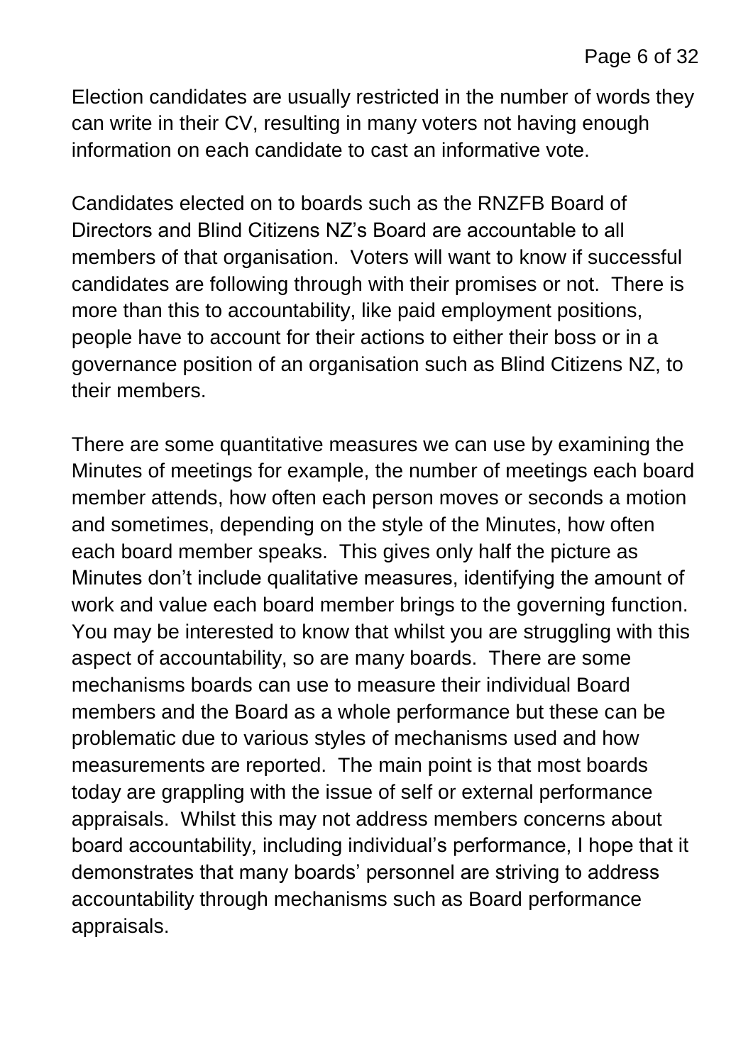Election candidates are usually restricted in the number of words they can write in their CV, resulting in many voters not having enough information on each candidate to cast an informative vote.

Candidates elected on to boards such as the RNZFB Board of Directors and Blind Citizens NZ's Board are accountable to all members of that organisation. Voters will want to know if successful candidates are following through with their promises or not. There is more than this to accountability, like paid employment positions, people have to account for their actions to either their boss or in a governance position of an organisation such as Blind Citizens NZ, to their members.

There are some quantitative measures we can use by examining the Minutes of meetings for example, the number of meetings each board member attends, how often each person moves or seconds a motion and sometimes, depending on the style of the Minutes, how often each board member speaks. This gives only half the picture as Minutes don't include qualitative measures, identifying the amount of work and value each board member brings to the governing function. You may be interested to know that whilst you are struggling with this aspect of accountability, so are many boards. There are some mechanisms boards can use to measure their individual Board members and the Board as a whole performance but these can be problematic due to various styles of mechanisms used and how measurements are reported. The main point is that most boards today are grappling with the issue of self or external performance appraisals. Whilst this may not address members concerns about board accountability, including individual's performance, I hope that it demonstrates that many boards' personnel are striving to address accountability through mechanisms such as Board performance appraisals.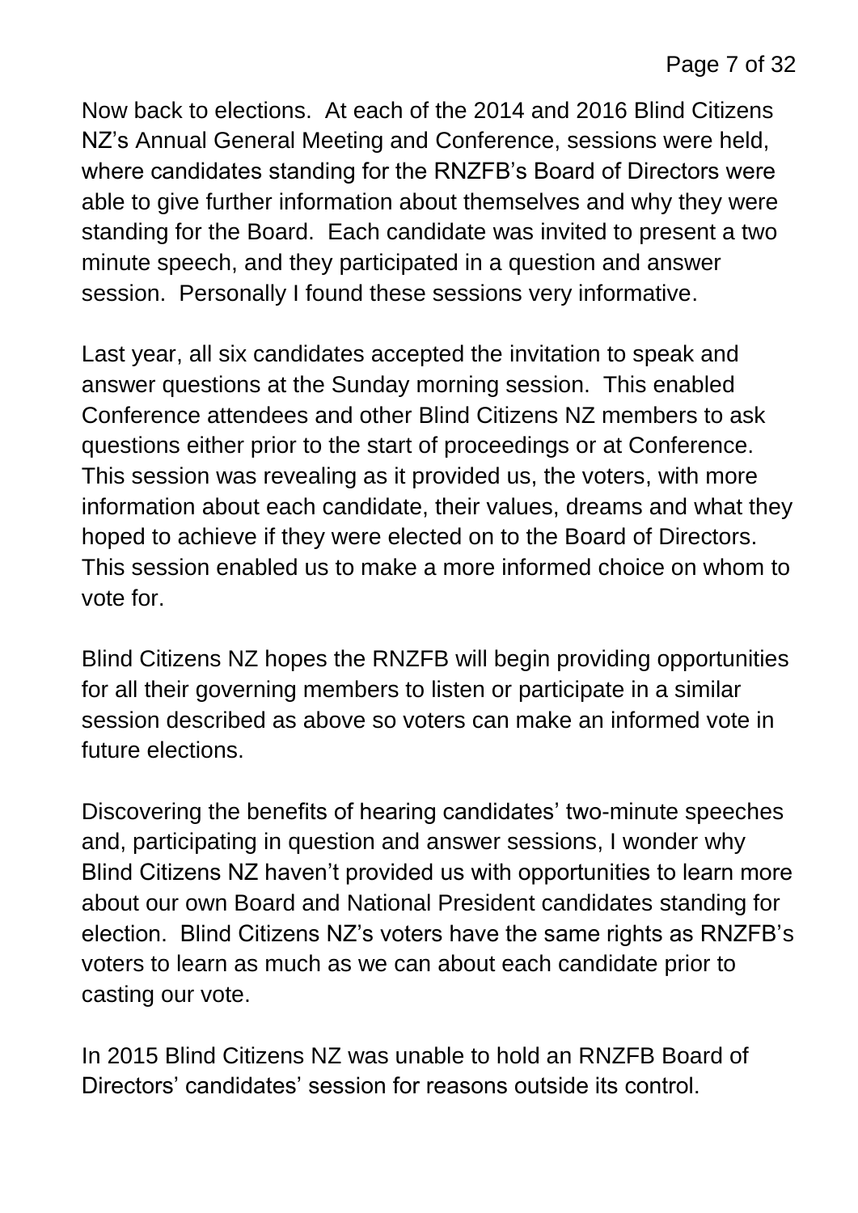Now back to elections. At each of the 2014 and 2016 Blind Citizens NZ's Annual General Meeting and Conference, sessions were held, where candidates standing for the RNZFB's Board of Directors were able to give further information about themselves and why they were standing for the Board. Each candidate was invited to present a two minute speech, and they participated in a question and answer session. Personally I found these sessions very informative.

Last year, all six candidates accepted the invitation to speak and answer questions at the Sunday morning session. This enabled Conference attendees and other Blind Citizens NZ members to ask questions either prior to the start of proceedings or at Conference. This session was revealing as it provided us, the voters, with more information about each candidate, their values, dreams and what they hoped to achieve if they were elected on to the Board of Directors. This session enabled us to make a more informed choice on whom to vote for.

Blind Citizens NZ hopes the RNZFB will begin providing opportunities for all their governing members to listen or participate in a similar session described as above so voters can make an informed vote in future elections.

Discovering the benefits of hearing candidates' two-minute speeches and, participating in question and answer sessions, I wonder why Blind Citizens NZ haven't provided us with opportunities to learn more about our own Board and National President candidates standing for election. Blind Citizens NZ's voters have the same rights as RNZFB's voters to learn as much as we can about each candidate prior to casting our vote.

In 2015 Blind Citizens NZ was unable to hold an RNZFB Board of Directors' candidates' session for reasons outside its control.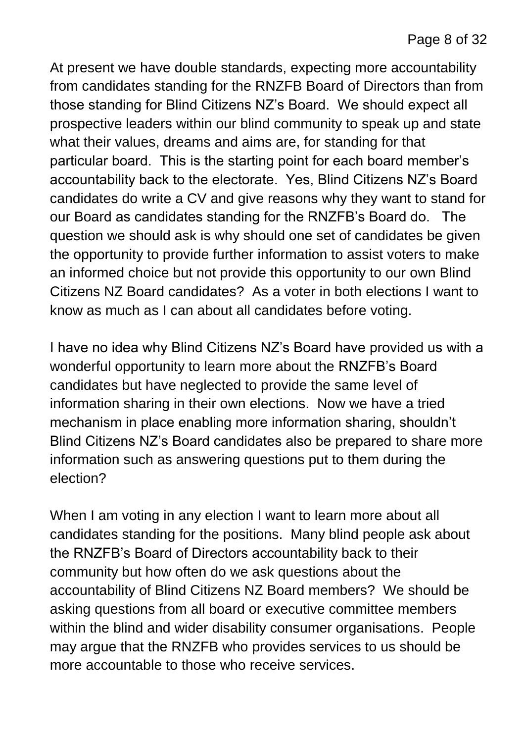At present we have double standards, expecting more accountability from candidates standing for the RNZFB Board of Directors than from those standing for Blind Citizens NZ's Board. We should expect all prospective leaders within our blind community to speak up and state what their values, dreams and aims are, for standing for that particular board. This is the starting point for each board member's accountability back to the electorate. Yes, Blind Citizens NZ's Board candidates do write a CV and give reasons why they want to stand for our Board as candidates standing for the RNZFB's Board do. The question we should ask is why should one set of candidates be given the opportunity to provide further information to assist voters to make an informed choice but not provide this opportunity to our own Blind Citizens NZ Board candidates? As a voter in both elections I want to know as much as I can about all candidates before voting.

I have no idea why Blind Citizens NZ's Board have provided us with a wonderful opportunity to learn more about the RNZFB's Board candidates but have neglected to provide the same level of information sharing in their own elections. Now we have a tried mechanism in place enabling more information sharing, shouldn't Blind Citizens NZ's Board candidates also be prepared to share more information such as answering questions put to them during the election?

When I am voting in any election I want to learn more about all candidates standing for the positions. Many blind people ask about the RNZFB's Board of Directors accountability back to their community but how often do we ask questions about the accountability of Blind Citizens NZ Board members? We should be asking questions from all board or executive committee members within the blind and wider disability consumer organisations. People may argue that the RNZFB who provides services to us should be more accountable to those who receive services.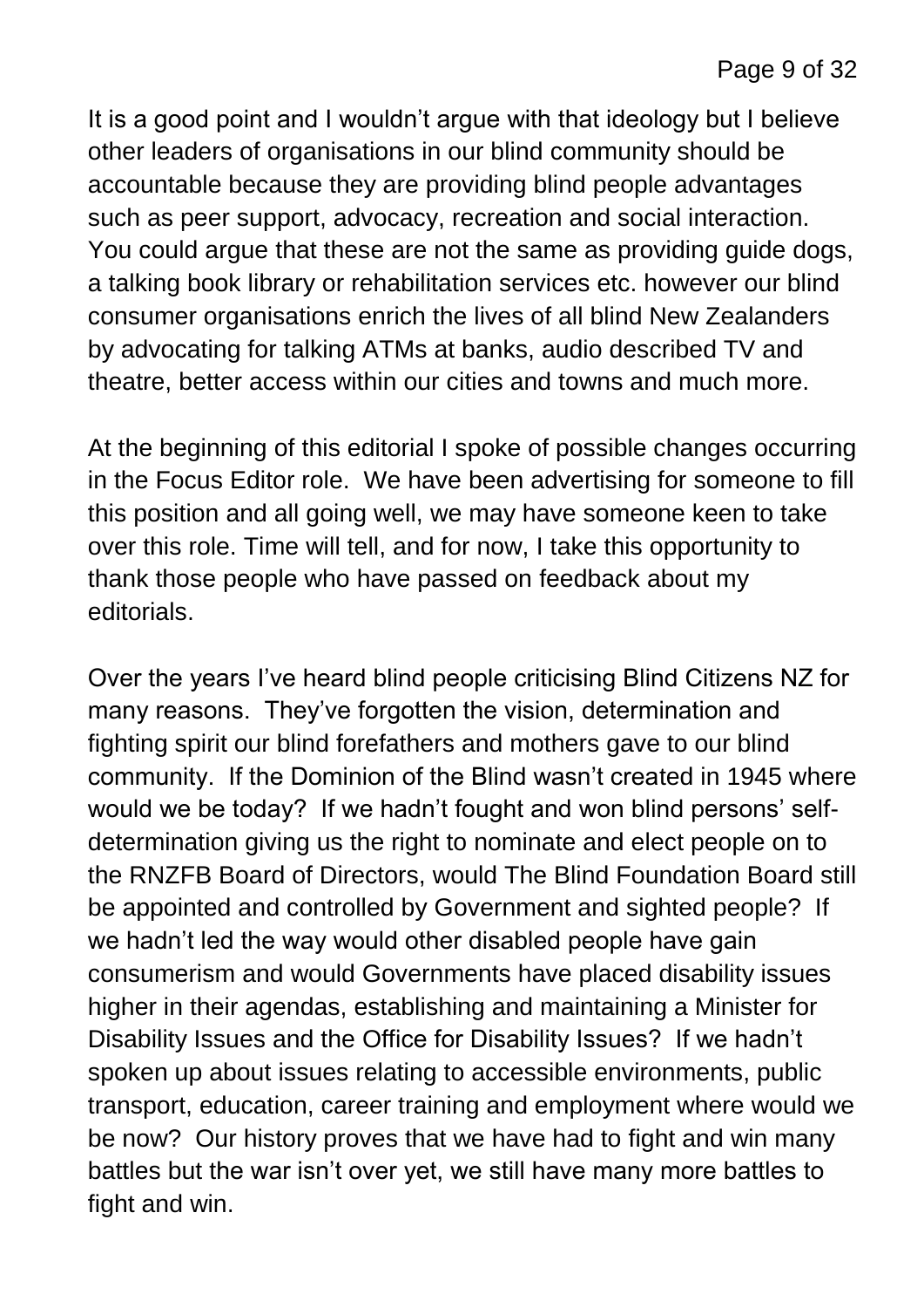It is a good point and I wouldn't argue with that ideology but I believe other leaders of organisations in our blind community should be accountable because they are providing blind people advantages such as peer support, advocacy, recreation and social interaction. You could argue that these are not the same as providing guide dogs, a talking book library or rehabilitation services etc. however our blind consumer organisations enrich the lives of all blind New Zealanders by advocating for talking ATMs at banks, audio described TV and theatre, better access within our cities and towns and much more.

At the beginning of this editorial I spoke of possible changes occurring in the Focus Editor role. We have been advertising for someone to fill this position and all going well, we may have someone keen to take over this role. Time will tell, and for now, I take this opportunity to thank those people who have passed on feedback about my editorials.

Over the years I've heard blind people criticising Blind Citizens NZ for many reasons. They've forgotten the vision, determination and fighting spirit our blind forefathers and mothers gave to our blind community. If the Dominion of the Blind wasn't created in 1945 where would we be today? If we hadn't fought and won blind persons' self-determination giving us the right to nominate and elect people on to the RNZFB Board of Directors, would The Blind Foundation Board still be appointed and controlled by Government and sighted people? If we hadn't led the way would other disabled people have gain consumerism and would Governments have placed disability issues higher in their agendas, establishing and maintaining a Minister for Disability Issues and the Office for Disability Issues? If we hadn't spoken up about issues relating to accessible environments, public transport, education, career training and employment where would we be now? Our history proves that we have had to fight and win many battles but the war isn't over yet, we still have many more battles to fight and win.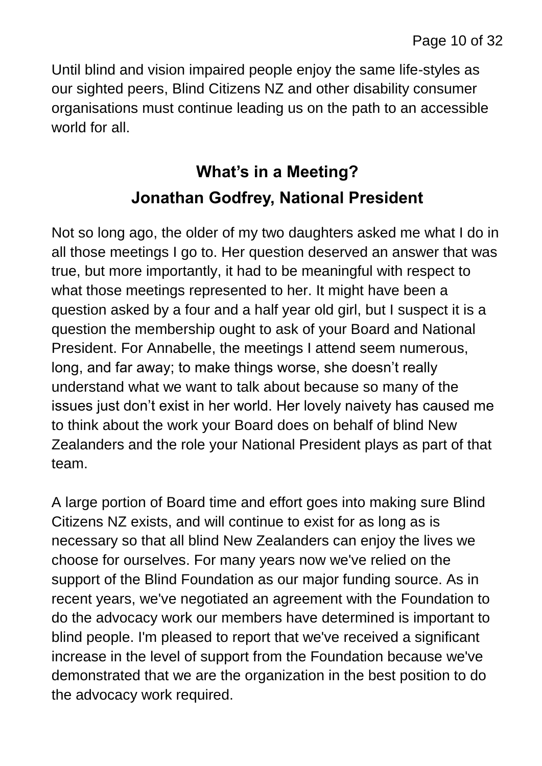Until blind and vision impaired people enjoy the same life-styles as our sighted peers, Blind Citizens NZ and other disability consumer organisations must continue leading us on the path to an accessible world for all.

## What's in a Meeting?

## Jonathan Godfrey, National President

Not so long ago, the older of my two daughters asked me what I do in all those meetings I go to. Her question deserved an answer that was true, but more importantly, it had to be meaningful with respect to what those meetings represented to her. It might have been a question asked by a four and a half year old girl, but I suspect it is a question the membership ought to ask of your Board and National President. For Annabelle, the meetings I attend seem numerous, long, and far away; to make things worse, she doesn't really understand what we want to talk about because so many of the issues just don't exist in her world. Her lovely naivety has caused me to think about the work your Board does on behalf of blind New Zealanders and the role your National President plays as part of that team.

A large portion of Board time and effort goes into making sure Blind Citizens NZ exists, and will continue to exist for as long as is necessary so that all blind New Zealanders can enjoy the lives we choose for ourselves. For many years now we've relied on the support of the Blind Foundation as our major funding source. As in recent years, we've negotiated an agreement with the Foundation to do the advocacy work our members have determined is important to blind people. I'm pleased to report that we've received a significant increase in the level of support from the Foundation because we've demonstrated that we are the organization in the best position to do the advocacy work required.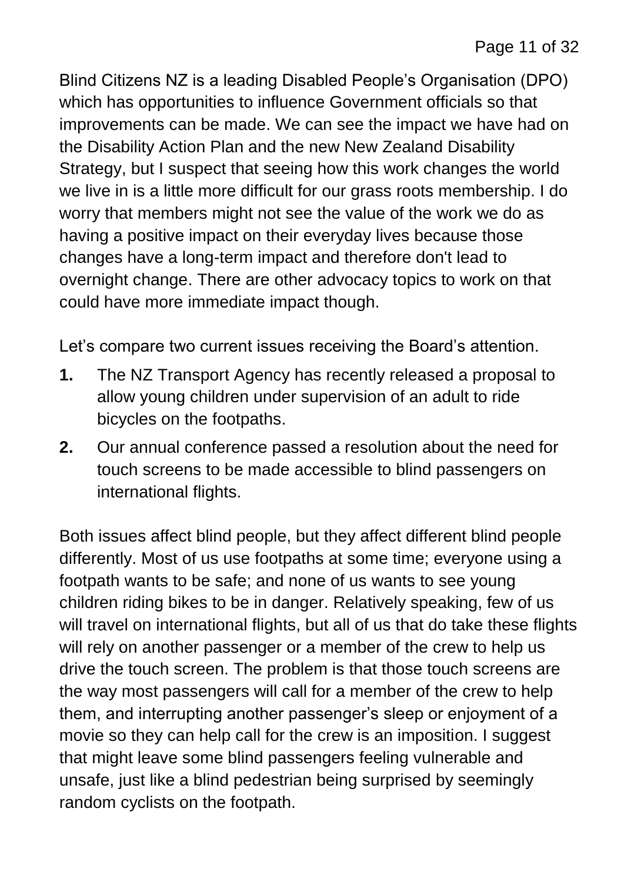Blind Citizens NZ is a leading Disabled People's Organisation (DPO) which has opportunities to influence Government officials so that improvements can be made. We can see the impact we have had on the Disability Action Plan and the new New Zealand Disability Strategy, but I suspect that seeing how this work changes the world we live in is a little more difficult for our grass roots membership. I do worry that members might not see the value of the work we do as having a positive impact on their everyday lives because those changes have a long-term impact and therefore don't lead to overnight change. There are other advocacy topics to work on that could have more immediate impact though.

Let's compare two current issues receiving the Board's attention.

**1.** The NZ Transport Agency has recently released a proposal to allow young children under supervision of an adult to ride bicycles on the footpaths.

**2.** Our annual conference passed a resolution about the need for touch screens to be made accessible to blind passengers on international flights.

Both issues affect blind people, but they affect different blind people differently. Most of us use footpaths at some time; everyone using a footpath wants to be safe; and none of us wants to see young children riding bikes to be in danger. Relatively speaking, few of us will travel on international flights, but all of us that do take these flights will rely on another passenger or a member of the crew to help us drive the touch screen. The problem is that those touch screens are the way most passengers will call for a member of the crew to help them, and interrupting another passenger's sleep or enjoyment of a movie so they can help call for the crew is an imposition. I suggest that might leave some blind passengers feeling vulnerable and unsafe, just like a blind pedestrian being surprised by seemingly random cyclists on the footpath.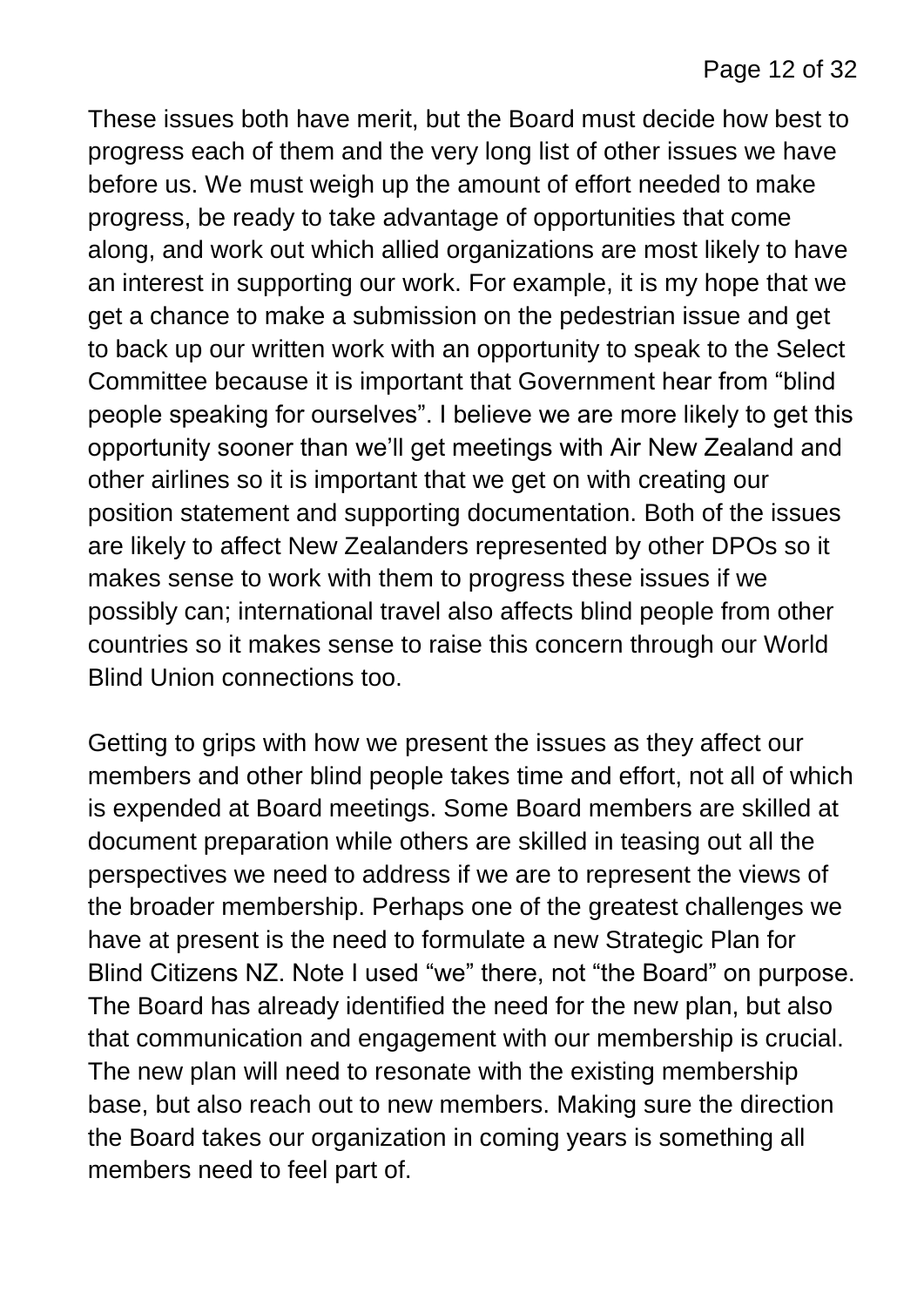These issues both have merit, but the Board must decide how best to progress each of them and the very long list of other issues we have before us. We must weigh up the amount of effort needed to make progress, be ready to take advantage of opportunities that come along, and work out which allied organizations are most likely to have an interest in supporting our work. For example, it is my hope that we get a chance to make a submission on the pedestrian issue and get to back up our written work with an opportunity to speak to the Select Committee because it is important that Government hear from "blind people speaking for ourselves". I believe we are more likely to get this opportunity sooner than we'll get meetings with Air New Zealand and other airlines so it is important that we get on with creating our position statement and supporting documentation. Both of the issues are likely to affect New Zealanders represented by other DPOs so it makes sense to work with them to progress these issues if we possibly can; international travel also affects blind people from other countries so it makes sense to raise this concern through our World Blind Union connections too.

Getting to grips with how we present the issues as they affect our members and other blind people takes time and effort, not all of which is expended at Board meetings. Some Board members are skilled at document preparation while others are skilled in teasing out all the perspectives we need to address if we are to represent the views of the broader membership. Perhaps one of the greatest challenges we have at present is the need to formulate a new Strategic Plan for Blind Citizens NZ. Note I used "we" there, not "the Board" on purpose. The Board has already identified the need for the new plan, but also that communication and engagement with our membership is crucial. The new plan will need to resonate with the existing membership base, but also reach out to new members. Making sure the direction the Board takes our organization in coming years is something all members need to feel part of.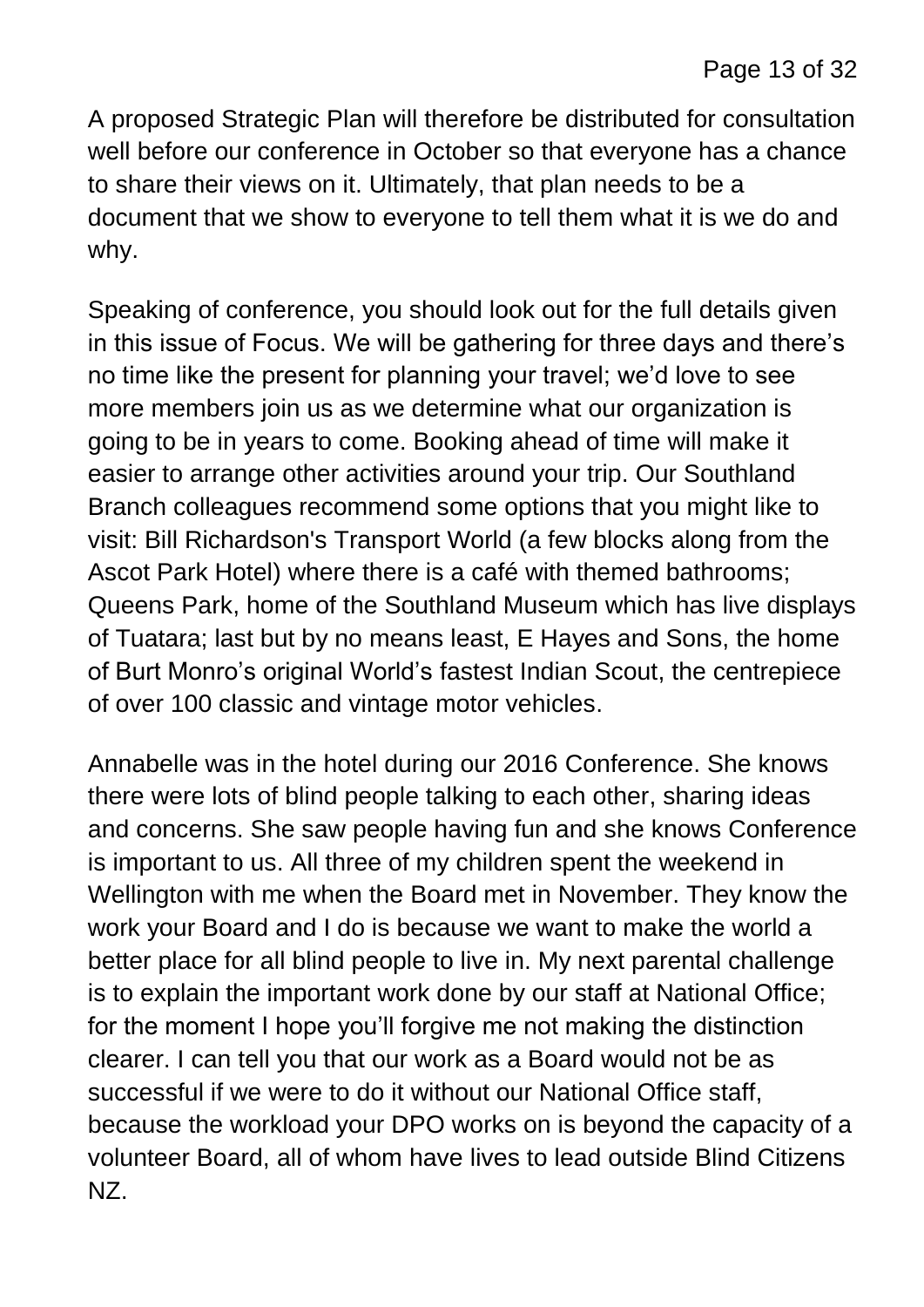A proposed Strategic Plan will therefore be distributed for consultation well before our conference in October so that everyone has a chance to share their views on it. Ultimately, that plan needs to be a document that we show to everyone to tell them what it is we do and why.

Speaking of conference, you should look out for the full details given in this issue of Focus. We will be gathering for three days and there's no time like the present for planning your travel; we'd love to see more members join us as we determine what our organization is going to be in years to come. Booking ahead of time will make it easier to arrange other activities around your trip. Our Southland Branch colleagues recommend some options that you might like to visit: Bill Richardson's Transport World (a few blocks along from the Ascot Park Hotel) where there is a café with themed bathrooms; Queens Park, home of the Southland Museum which has live displays of Tuatara; last but by no means least, E Hayes and Sons, the home of Burt Monro's original World's fastest Indian Scout, the centrepiece of over 100 classic and vintage motor vehicles.

Annabelle was in the hotel during our 2016 Conference. She knows there were lots of blind people talking to each other, sharing ideas and concerns. She saw people having fun and she knows Conference is important to us. All three of my children spent the weekend in Wellington with me when the Board met in November. They know the work your Board and I do is because we want to make the world a better place for all blind people to live in. My next parental challenge is to explain the important work done by our staff at National Office; for the moment I hope you'll forgive me not making the distinction clearer. I can tell you that our work as a Board would not be as successful if we were to do it without our National Office staff, because the workload your DPO works on is beyond the capacity of a volunteer Board, all of whom have lives to lead outside Blind Citizens NZ.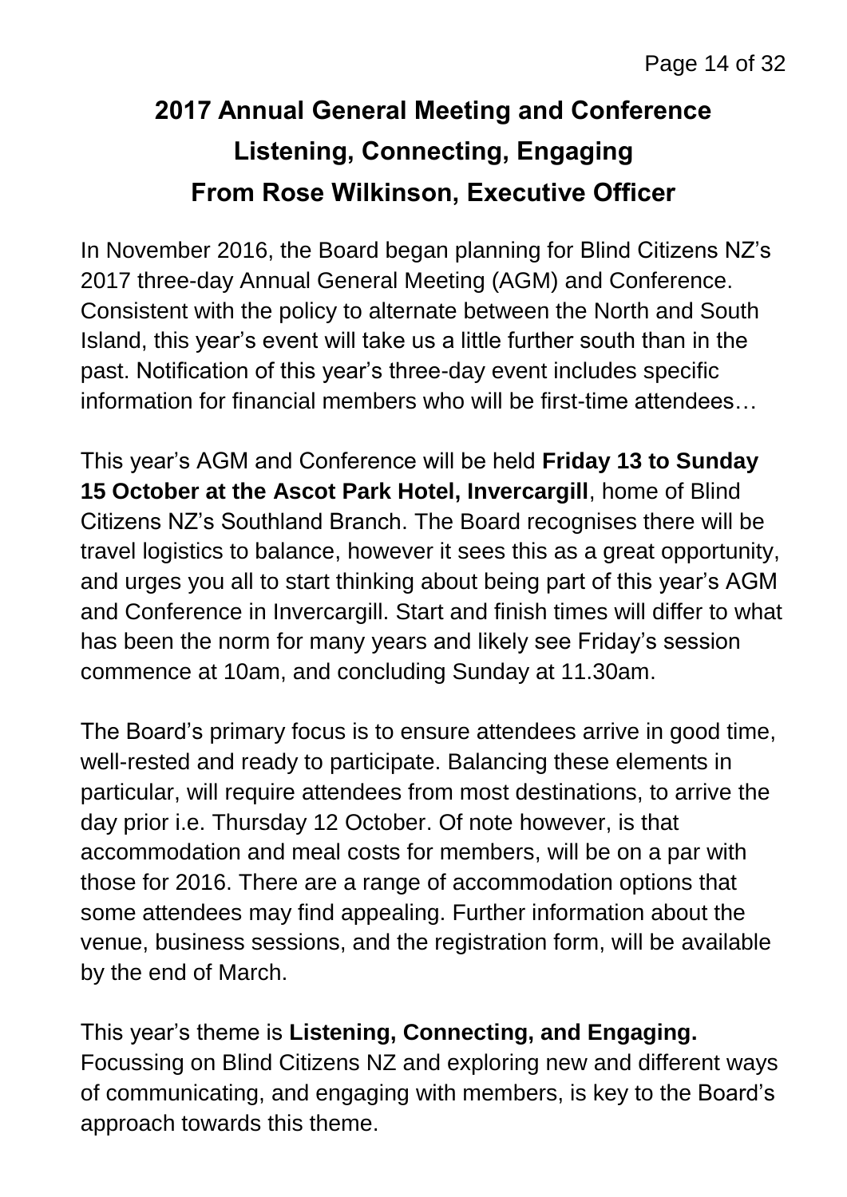# 2017 Annual General Meeting and Conference
## Listening, Connecting, Engaging
## From Rose Wilkinson, Executive Officer

In November 2016, the Board began planning for Blind Citizens NZ's 2017 three-day Annual General Meeting (AGM) and Conference. Consistent with the policy to alternate between the North and South Island, this year's event will take us a little further south than in the past. Notification of this year's three-day event includes specific information for financial members who will be first-time attendees…

This year's AGM and Conference will be held **Friday 13 to Sunday 15 October at the Ascot Park Hotel, Invercargill**, home of Blind Citizens NZ's Southland Branch. The Board recognises there will be travel logistics to balance, however it sees this as a great opportunity, and urges you all to start thinking about being part of this year's AGM and Conference in Invercargill. Start and finish times will differ to what has been the norm for many years and likely see Friday's session commence at 10am, and concluding Sunday at 11.30am.

The Board's primary focus is to ensure attendees arrive in good time, well-rested and ready to participate. Balancing these elements in particular, will require attendees from most destinations, to arrive the day prior i.e. Thursday 12 October. Of note however, is that accommodation and meal costs for members, will be on a par with those for 2016. There are a range of accommodation options that some attendees may find appealing. Further information about the venue, business sessions, and the registration form, will be available by the end of March.

This year's theme is **Listening, Connecting, and Engaging.** Focussing on Blind Citizens NZ and exploring new and different ways of communicating, and engaging with members, is key to the Board's approach towards this theme.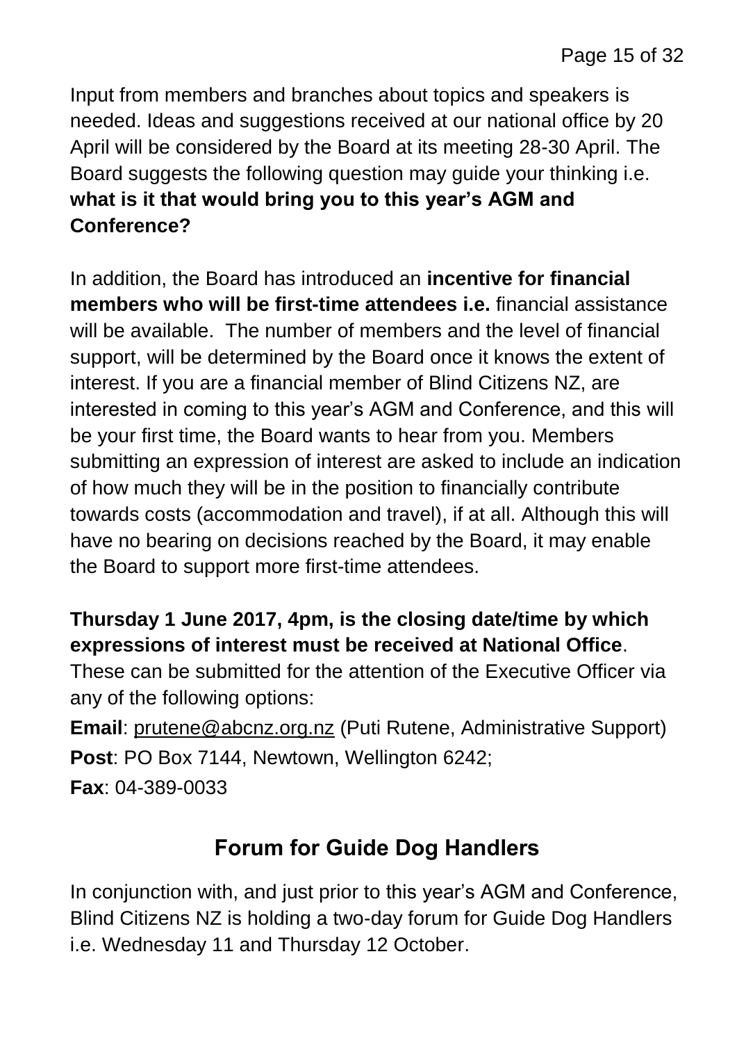Input from members and branches about topics and speakers is needed. Ideas and suggestions received at our national office by 20 April will be considered by the Board at its meeting 28-30 April. The Board suggests the following question may guide your thinking i.e. **what is it that would bring you to this year's AGM and Conference?**

In addition, the Board has introduced an **incentive for financial members who will be first-time attendees i.e.** financial assistance will be available. The number of members and the level of financial support, will be determined by the Board once it knows the extent of interest. If you are a financial member of Blind Citizens NZ, are interested in coming to this year's AGM and Conference, and this will be your first time, the Board wants to hear from you. Members submitting an expression of interest are asked to include an indication of how much they will be in the position to financially contribute towards costs (accommodation and travel), if at all. Although this will have no bearing on decisions reached by the Board, it may enable the Board to support more first-time attendees.

**Thursday 1 June 2017, 4pm, is the closing date/time by which expressions of interest must be received at National Office**. These can be submitted for the attention of the Executive Officer via any of the following options:

**Email**: prutene@abcnz.org.nz (Puti Rutene, Administrative Support)
**Post**: PO Box 7144, Newtown, Wellington 6242;
**Fax**: 04-389-0033

## Forum for Guide Dog Handlers

In conjunction with, and just prior to this year's AGM and Conference, Blind Citizens NZ is holding a two-day forum for Guide Dog Handlers i.e. Wednesday 11 and Thursday 12 October.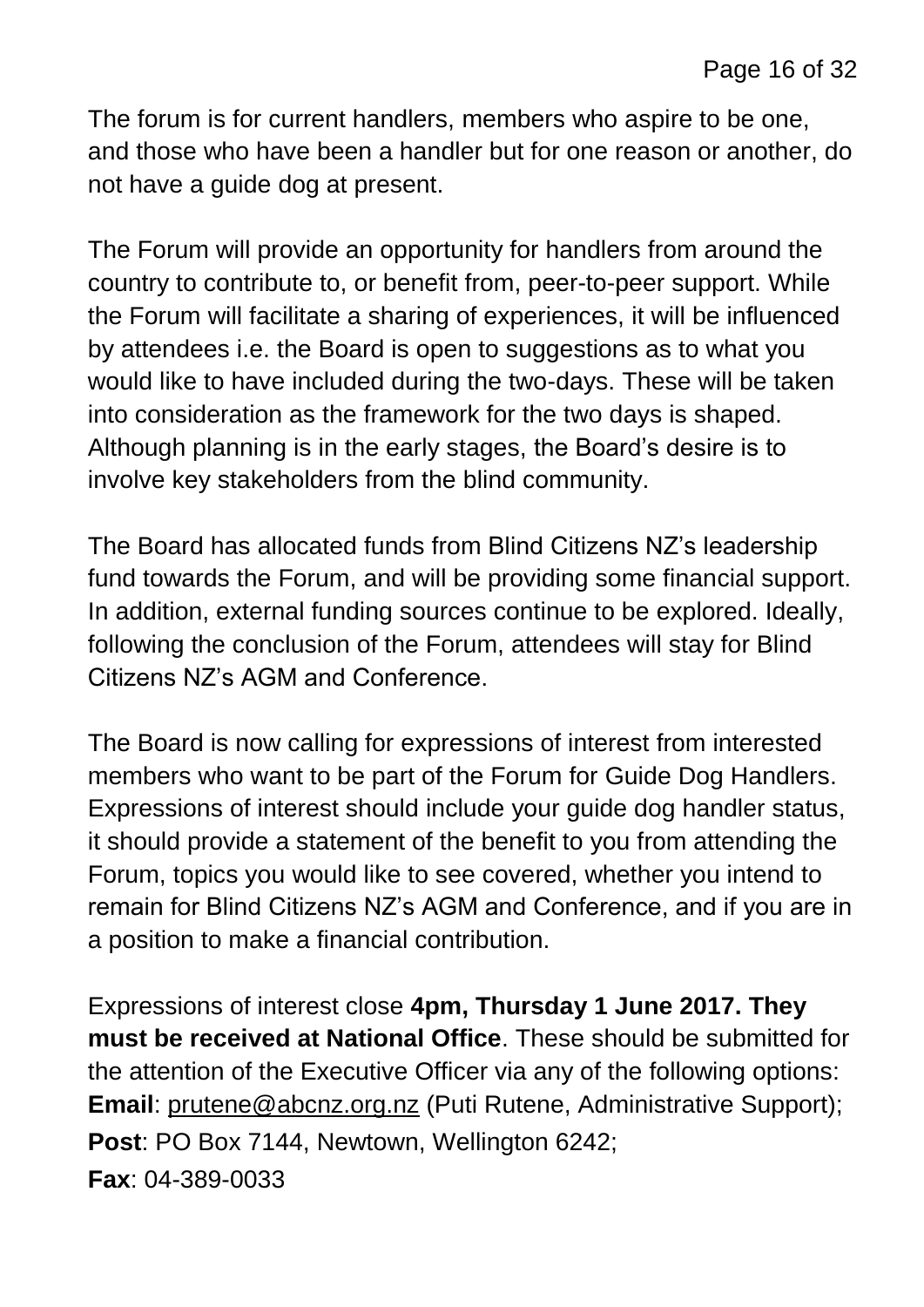The forum is for current handlers, members who aspire to be one, and those who have been a handler but for one reason or another, do not have a guide dog at present.

The Forum will provide an opportunity for handlers from around the country to contribute to, or benefit from, peer-to-peer support. While the Forum will facilitate a sharing of experiences, it will be influenced by attendees i.e. the Board is open to suggestions as to what you would like to have included during the two-days. These will be taken into consideration as the framework for the two days is shaped. Although planning is in the early stages, the Board's desire is to involve key stakeholders from the blind community.

The Board has allocated funds from Blind Citizens NZ's leadership fund towards the Forum, and will be providing some financial support. In addition, external funding sources continue to be explored. Ideally, following the conclusion of the Forum, attendees will stay for Blind Citizens NZ's AGM and Conference.

The Board is now calling for expressions of interest from interested members who want to be part of the Forum for Guide Dog Handlers. Expressions of interest should include your guide dog handler status, it should provide a statement of the benefit to you from attending the Forum, topics you would like to see covered, whether you intend to remain for Blind Citizens NZ's AGM and Conference, and if you are in a position to make a financial contribution.

Expressions of interest close **4pm, Thursday 1 June 2017. They must be received at National Office**. These should be submitted for the attention of the Executive Officer via any of the following options:
**Email**: prutene@abcnz.org.nz (Puti Rutene, Administrative Support);
**Post**: PO Box 7144, Newtown, Wellington 6242;
**Fax**: 04-389-0033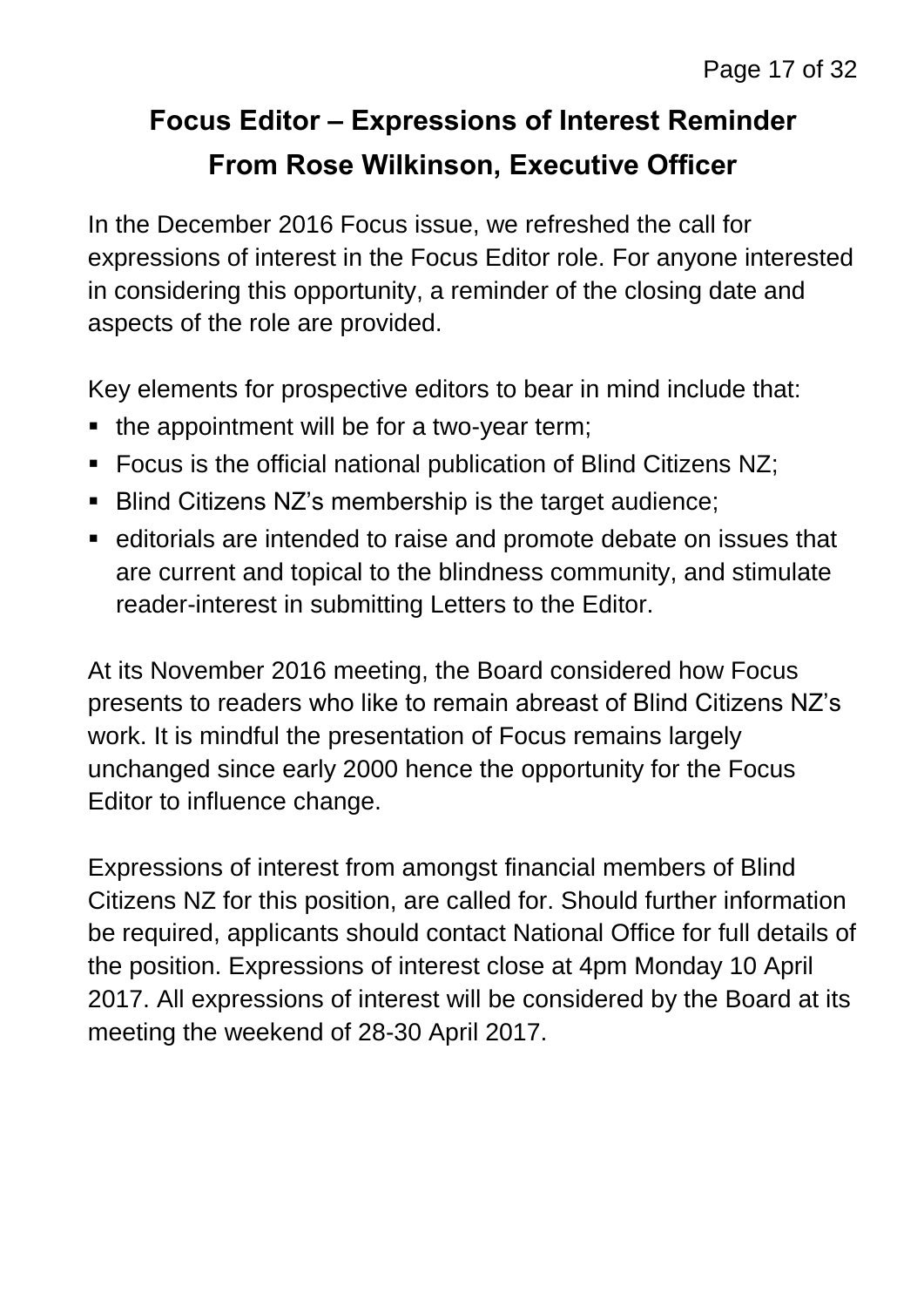## Focus Editor – Expressions of Interest Reminder

## From Rose Wilkinson, Executive Officer

In the December 2016 Focus issue, we refreshed the call for expressions of interest in the Focus Editor role. For anyone interested in considering this opportunity, a reminder of the closing date and aspects of the role are provided.

Key elements for prospective editors to bear in mind include that:

- the appointment will be for a two-year term;
- Focus is the official national publication of Blind Citizens NZ;
- Blind Citizens NZ's membership is the target audience;
- editorials are intended to raise and promote debate on issues that are current and topical to the blindness community, and stimulate reader-interest in submitting Letters to the Editor.

At its November 2016 meeting, the Board considered how Focus presents to readers who like to remain abreast of Blind Citizens NZ's work. It is mindful the presentation of Focus remains largely unchanged since early 2000 hence the opportunity for the Focus Editor to influence change.

Expressions of interest from amongst financial members of Blind Citizens NZ for this position, are called for. Should further information be required, applicants should contact National Office for full details of the position. Expressions of interest close at 4pm Monday 10 April 2017. All expressions of interest will be considered by the Board at its meeting the weekend of 28-30 April 2017.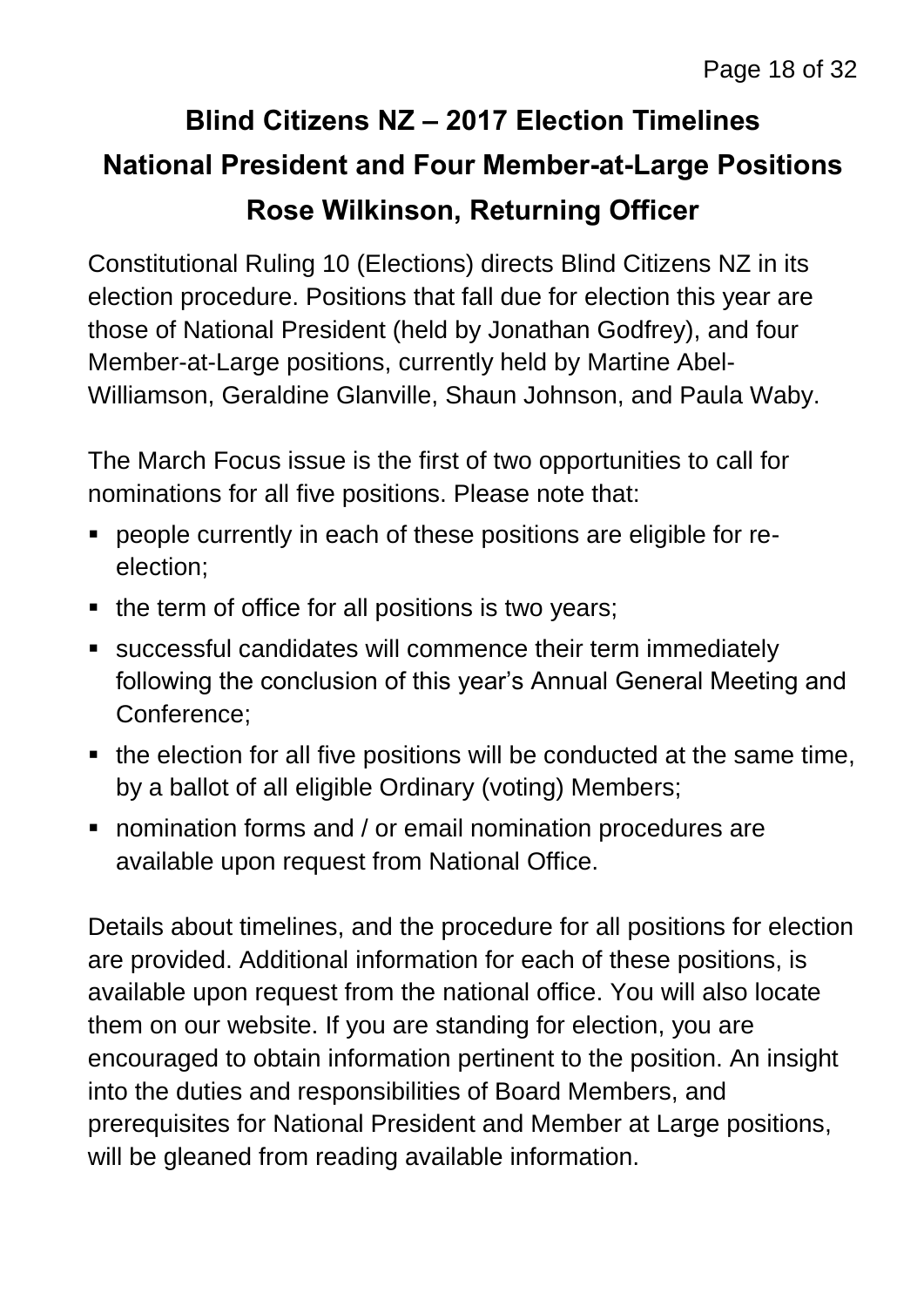# Blind Citizens NZ – 2017 Election Timelines

# National President and Four Member-at-Large Positions

# Rose Wilkinson, Returning Officer

Constitutional Ruling 10 (Elections) directs Blind Citizens NZ in its election procedure. Positions that fall due for election this year are those of National President (held by Jonathan Godfrey), and four Member-at-Large positions, currently held by Martine Abel-Williamson, Geraldine Glanville, Shaun Johnson, and Paula Waby.

The March Focus issue is the first of two opportunities to call for nominations for all five positions. Please note that:

- people currently in each of these positions are eligible for re-election;
- the term of office for all positions is two years;
- successful candidates will commence their term immediately following the conclusion of this year's Annual General Meeting and Conference;
- the election for all five positions will be conducted at the same time, by a ballot of all eligible Ordinary (voting) Members;
- nomination forms and / or email nomination procedures are available upon request from National Office.

Details about timelines, and the procedure for all positions for election are provided. Additional information for each of these positions, is available upon request from the national office. You will also locate them on our website. If you are standing for election, you are encouraged to obtain information pertinent to the position. An insight into the duties and responsibilities of Board Members, and prerequisites for National President and Member at Large positions, will be gleaned from reading available information.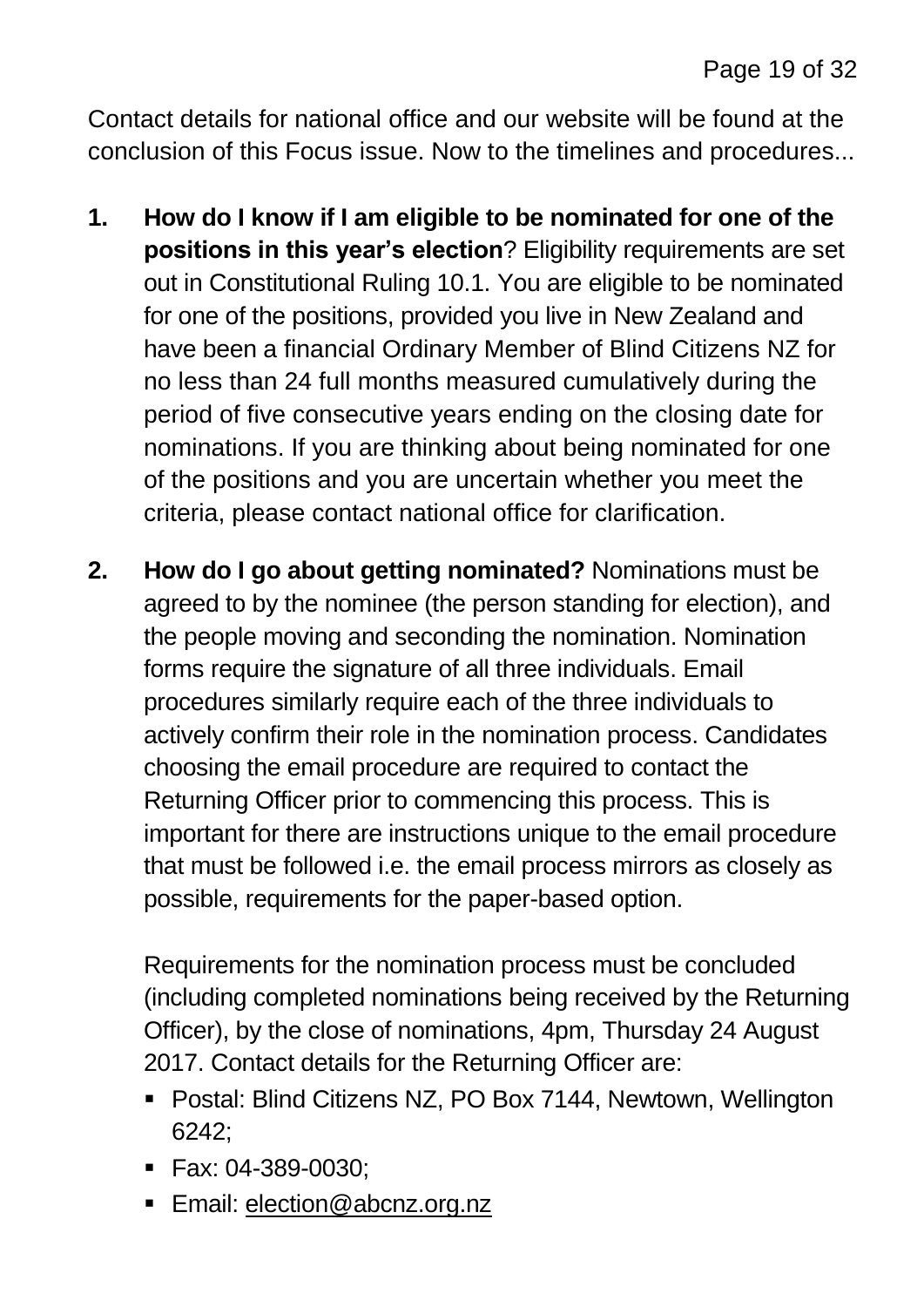Contact details for national office and our website will be found at the conclusion of this Focus issue. Now to the timelines and procedures...

1. **How do I know if I am eligible to be nominated for one of the positions in this year's election**? Eligibility requirements are set out in Constitutional Ruling 10.1. You are eligible to be nominated for one of the positions, provided you live in New Zealand and have been a financial Ordinary Member of Blind Citizens NZ for no less than 24 full months measured cumulatively during the period of five consecutive years ending on the closing date for nominations. If you are thinking about being nominated for one of the positions and you are uncertain whether you meet the criteria, please contact national office for clarification.

2. **How do I go about getting nominated?** Nominations must be agreed to by the nominee (the person standing for election), and the people moving and seconding the nomination. Nomination forms require the signature of all three individuals. Email procedures similarly require each of the three individuals to actively confirm their role in the nomination process. Candidates choosing the email procedure are required to contact the Returning Officer prior to commencing this process. This is important for there are instructions unique to the email procedure that must be followed i.e. the email process mirrors as closely as possible, requirements for the paper-based option.

   Requirements for the nomination process must be concluded (including completed nominations being received by the Returning Officer), by the close of nominations, 4pm, Thursday 24 August 2017. Contact details for the Returning Officer are:

   - Postal: Blind Citizens NZ, PO Box 7144, Newtown, Wellington 6242;
   - Fax: 04-389-0030;
   - Email: election@abcnz.org.nz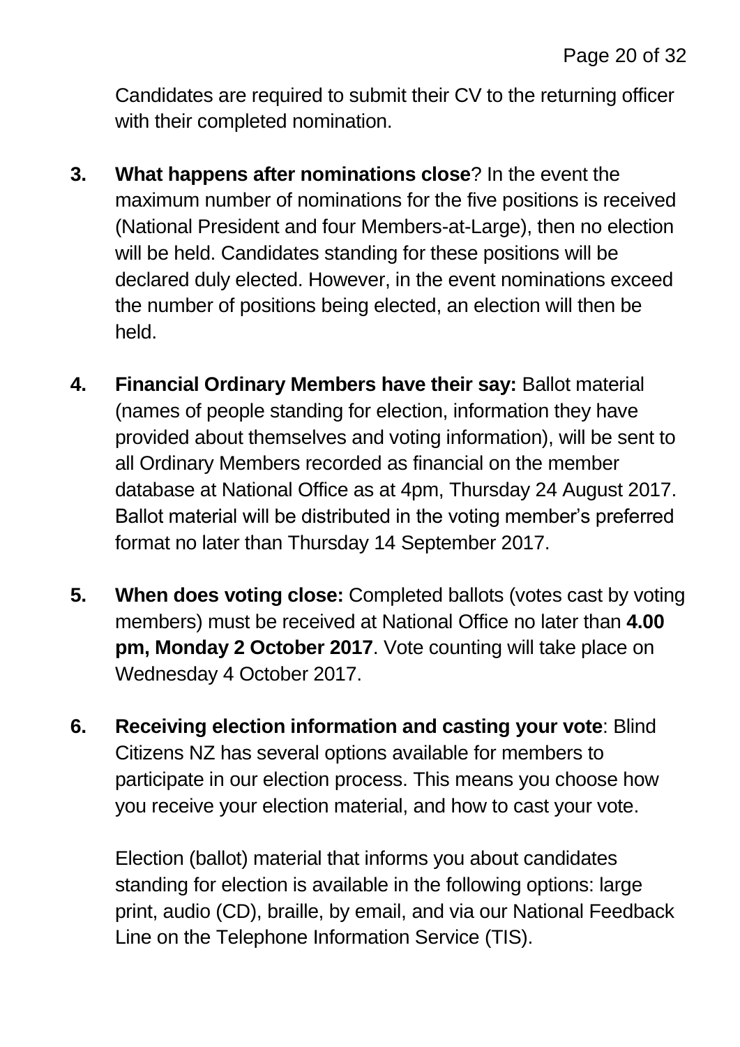Candidates are required to submit their CV to the returning officer with their completed nomination.

3. **What happens after nominations close**? In the event the maximum number of nominations for the five positions is received (National President and four Members-at-Large), then no election will be held. Candidates standing for these positions will be declared duly elected. However, in the event nominations exceed the number of positions being elected, an election will then be held.

4. **Financial Ordinary Members have their say:** Ballot material (names of people standing for election, information they have provided about themselves and voting information), will be sent to all Ordinary Members recorded as financial on the member database at National Office as at 4pm, Thursday 24 August 2017. Ballot material will be distributed in the voting member's preferred format no later than Thursday 14 September 2017.

5. **When does voting close:** Completed ballots (votes cast by voting members) must be received at National Office no later than **4.00 pm, Monday 2 October 2017**. Vote counting will take place on Wednesday 4 October 2017.

6. **Receiving election information and casting your vote**: Blind Citizens NZ has several options available for members to participate in our election process. This means you choose how you receive your election material, and how to cast your vote.

   Election (ballot) material that informs you about candidates standing for election is available in the following options: large print, audio (CD), braille, by email, and via our National Feedback Line on the Telephone Information Service (TIS).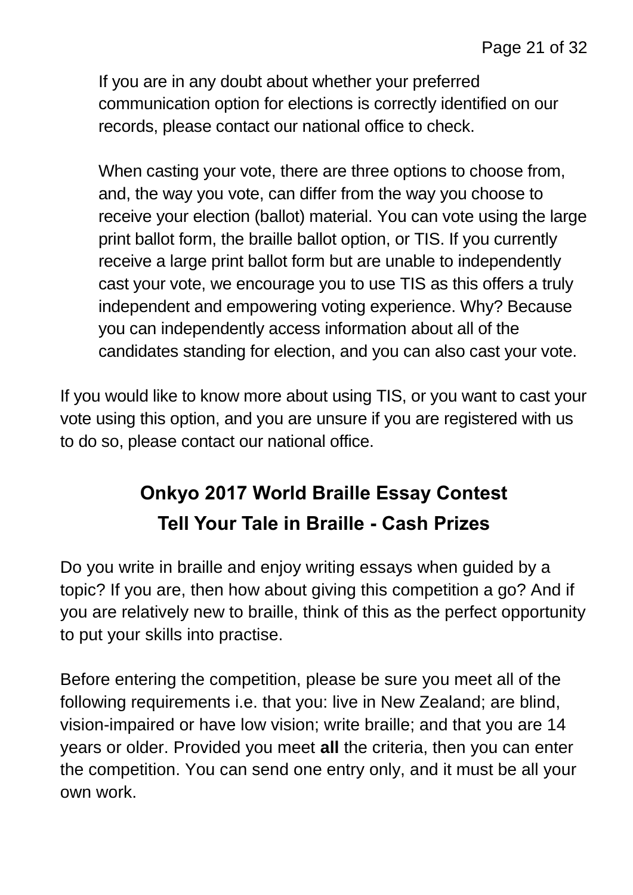If you are in any doubt about whether your preferred communication option for elections is correctly identified on our records, please contact our national office to check.

When casting your vote, there are three options to choose from, and, the way you vote, can differ from the way you choose to receive your election (ballot) material. You can vote using the large print ballot form, the braille ballot option, or TIS. If you currently receive a large print ballot form but are unable to independently cast your vote, we encourage you to use TIS as this offers a truly independent and empowering voting experience. Why? Because you can independently access information about all of the candidates standing for election, and you can also cast your vote.

If you would like to know more about using TIS, or you want to cast your vote using this option, and you are unsure if you are registered with us to do so, please contact our national office.

## Onkyo 2017 World Braille Essay Contest
## Tell Your Tale in Braille - Cash Prizes

Do you write in braille and enjoy writing essays when guided by a topic? If you are, then how about giving this competition a go? And if you are relatively new to braille, think of this as the perfect opportunity to put your skills into practise.

Before entering the competition, please be sure you meet all of the following requirements i.e. that you: live in New Zealand; are blind, vision-impaired or have low vision; write braille; and that you are 14 years or older. Provided you meet **all** the criteria, then you can enter the competition. You can send one entry only, and it must be all your own work.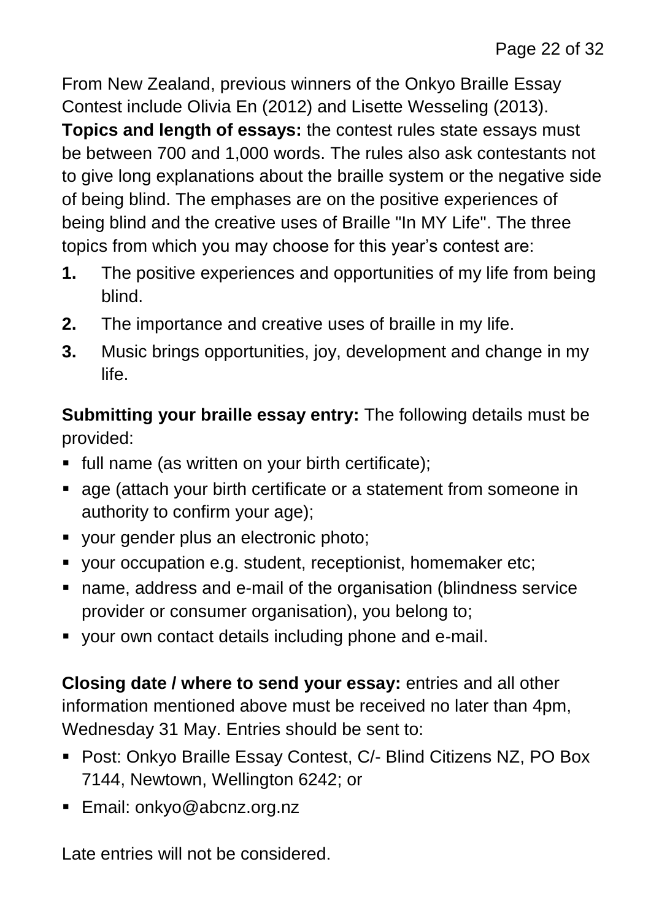From New Zealand, previous winners of the Onkyo Braille Essay Contest include Olivia En (2012) and Lisette Wesseling (2013).

**Topics and length of essays:** the contest rules state essays must be between 700 and 1,000 words. The rules also ask contestants not to give long explanations about the braille system or the negative side of being blind. The emphases are on the positive experiences of being blind and the creative uses of Braille "In MY Life". The three topics from which you may choose for this year's contest are:

1. The positive experiences and opportunities of my life from being blind.
2. The importance and creative uses of braille in my life.
3. Music brings opportunities, joy, development and change in my life.

**Submitting your braille essay entry:** The following details must be provided:

- full name (as written on your birth certificate);
- age (attach your birth certificate or a statement from someone in authority to confirm your age);
- your gender plus an electronic photo;
- your occupation e.g. student, receptionist, homemaker etc;
- name, address and e-mail of the organisation (blindness service provider or consumer organisation), you belong to;
- your own contact details including phone and e-mail.

**Closing date / where to send your essay:** entries and all other information mentioned above must be received no later than 4pm, Wednesday 31 May. Entries should be sent to:

- Post: Onkyo Braille Essay Contest, C/- Blind Citizens NZ, PO Box 7144, Newtown, Wellington 6242; or
- Email: onkyo@abcnz.org.nz

Late entries will not be considered.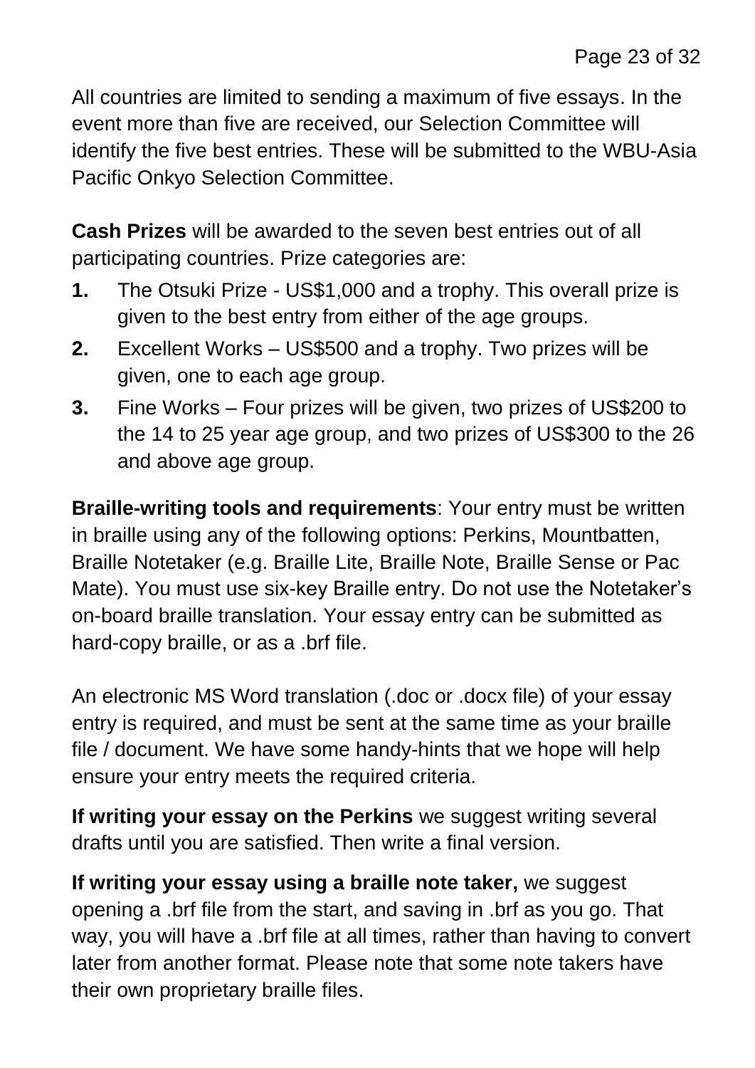All countries are limited to sending a maximum of five essays. In the event more than five are received, our Selection Committee will identify the five best entries. These will be submitted to the WBU-Asia Pacific Onkyo Selection Committee.

**Cash Prizes** will be awarded to the seven best entries out of all participating countries. Prize categories are:

1. The Otsuki Prize - US$1,000 and a trophy. This overall prize is given to the best entry from either of the age groups.
2. Excellent Works – US$500 and a trophy. Two prizes will be given, one to each age group.
3. Fine Works – Four prizes will be given, two prizes of US$200 to the 14 to 25 year age group, and two prizes of US$300 to the 26 and above age group.

**Braille-writing tools and requirements**: Your entry must be written in braille using any of the following options: Perkins, Mountbatten, Braille Notetaker (e.g. Braille Lite, Braille Note, Braille Sense or Pac Mate). You must use six-key Braille entry. Do not use the Notetaker's on-board braille translation. Your essay entry can be submitted as hard-copy braille, or as a .brf file.

An electronic MS Word translation (.doc or .docx file) of your essay entry is required, and must be sent at the same time as your braille file / document. We have some handy-hints that we hope will help ensure your entry meets the required criteria.

**If writing your essay on the Perkins** we suggest writing several drafts until you are satisfied. Then write a final version.

**If writing your essay using a braille note taker,** we suggest opening a .brf file from the start, and saving in .brf as you go. That way, you will have a .brf file at all times, rather than having to convert later from another format. Please note that some note takers have their own proprietary braille files.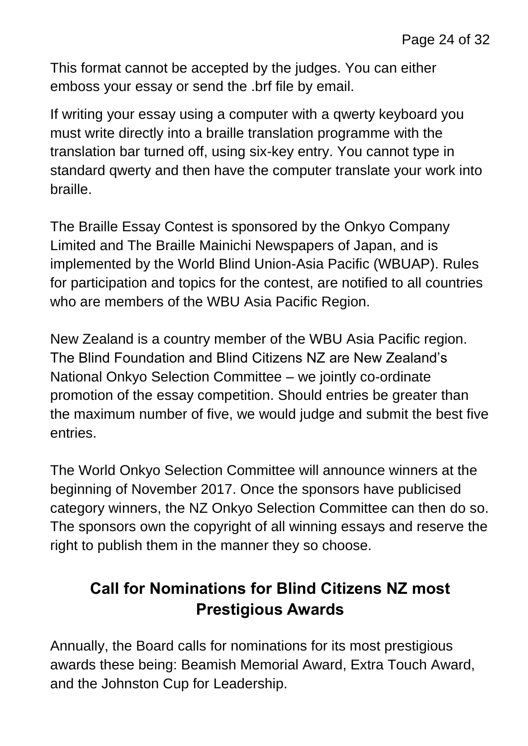This format cannot be accepted by the judges. You can either emboss your essay or send the .brf file by email.

If writing your essay using a computer with a qwerty keyboard you must write directly into a braille translation programme with the translation bar turned off, using six-key entry. You cannot type in standard qwerty and then have the computer translate your work into braille.

The Braille Essay Contest is sponsored by the Onkyo Company Limited and The Braille Mainichi Newspapers of Japan, and is implemented by the World Blind Union-Asia Pacific (WBUAP). Rules for participation and topics for the contest, are notified to all countries who are members of the WBU Asia Pacific Region.

New Zealand is a country member of the WBU Asia Pacific region. The Blind Foundation and Blind Citizens NZ are New Zealand's National Onkyo Selection Committee – we jointly co-ordinate promotion of the essay competition. Should entries be greater than the maximum number of five, we would judge and submit the best five entries.

The World Onkyo Selection Committee will announce winners at the beginning of November 2017. Once the sponsors have publicised category winners, the NZ Onkyo Selection Committee can then do so. The sponsors own the copyright of all winning essays and reserve the right to publish them in the manner they so choose.

## Call for Nominations for Blind Citizens NZ most Prestigious Awards

Annually, the Board calls for nominations for its most prestigious awards these being: Beamish Memorial Award, Extra Touch Award, and the Johnston Cup for Leadership.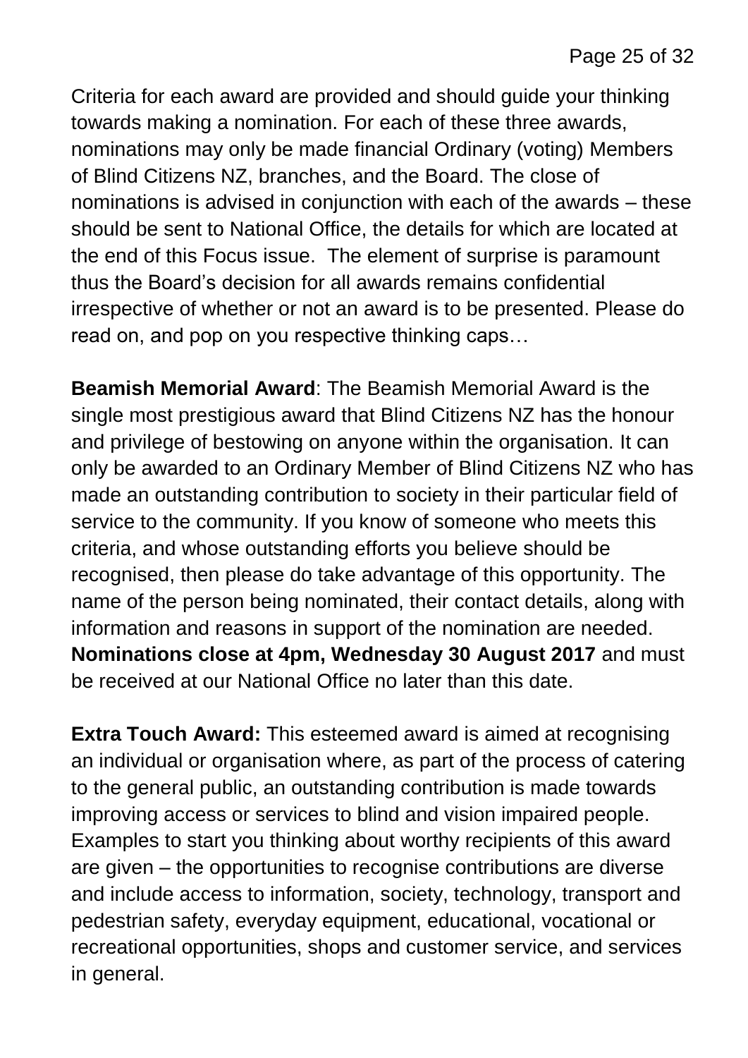Criteria for each award are provided and should guide your thinking towards making a nomination. For each of these three awards, nominations may only be made financial Ordinary (voting) Members of Blind Citizens NZ, branches, and the Board. The close of nominations is advised in conjunction with each of the awards – these should be sent to National Office, the details for which are located at the end of this Focus issue. The element of surprise is paramount thus the Board's decision for all awards remains confidential irrespective of whether or not an award is to be presented. Please do read on, and pop on you respective thinking caps…

**Beamish Memorial Award**: The Beamish Memorial Award is the single most prestigious award that Blind Citizens NZ has the honour and privilege of bestowing on anyone within the organisation. It can only be awarded to an Ordinary Member of Blind Citizens NZ who has made an outstanding contribution to society in their particular field of service to the community. If you know of someone who meets this criteria, and whose outstanding efforts you believe should be recognised, then please do take advantage of this opportunity. The name of the person being nominated, their contact details, along with information and reasons in support of the nomination are needed. **Nominations close at 4pm, Wednesday 30 August 2017** and must be received at our National Office no later than this date.

**Extra Touch Award:** This esteemed award is aimed at recognising an individual or organisation where, as part of the process of catering to the general public, an outstanding contribution is made towards improving access or services to blind and vision impaired people. Examples to start you thinking about worthy recipients of this award are given – the opportunities to recognise contributions are diverse and include access to information, society, technology, transport and pedestrian safety, everyday equipment, educational, vocational or recreational opportunities, shops and customer service, and services in general.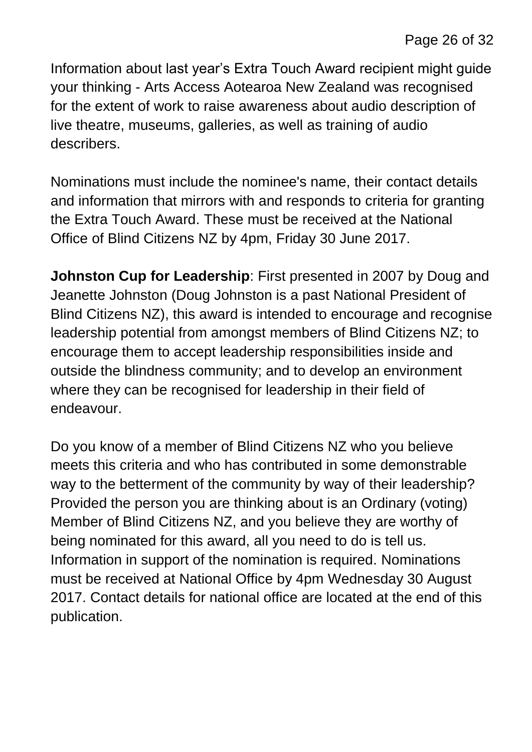Information about last year's Extra Touch Award recipient might guide your thinking - Arts Access Aotearoa New Zealand was recognised for the extent of work to raise awareness about audio description of live theatre, museums, galleries, as well as training of audio describers.

Nominations must include the nominee's name, their contact details and information that mirrors with and responds to criteria for granting the Extra Touch Award. These must be received at the National Office of Blind Citizens NZ by 4pm, Friday 30 June 2017.

**Johnston Cup for Leadership**: First presented in 2007 by Doug and Jeanette Johnston (Doug Johnston is a past National President of Blind Citizens NZ), this award is intended to encourage and recognise leadership potential from amongst members of Blind Citizens NZ; to encourage them to accept leadership responsibilities inside and outside the blindness community; and to develop an environment where they can be recognised for leadership in their field of endeavour.

Do you know of a member of Blind Citizens NZ who you believe meets this criteria and who has contributed in some demonstrable way to the betterment of the community by way of their leadership? Provided the person you are thinking about is an Ordinary (voting) Member of Blind Citizens NZ, and you believe they are worthy of being nominated for this award, all you need to do is tell us. Information in support of the nomination is required. Nominations must be received at National Office by 4pm Wednesday 30 August 2017. Contact details for national office are located at the end of this publication.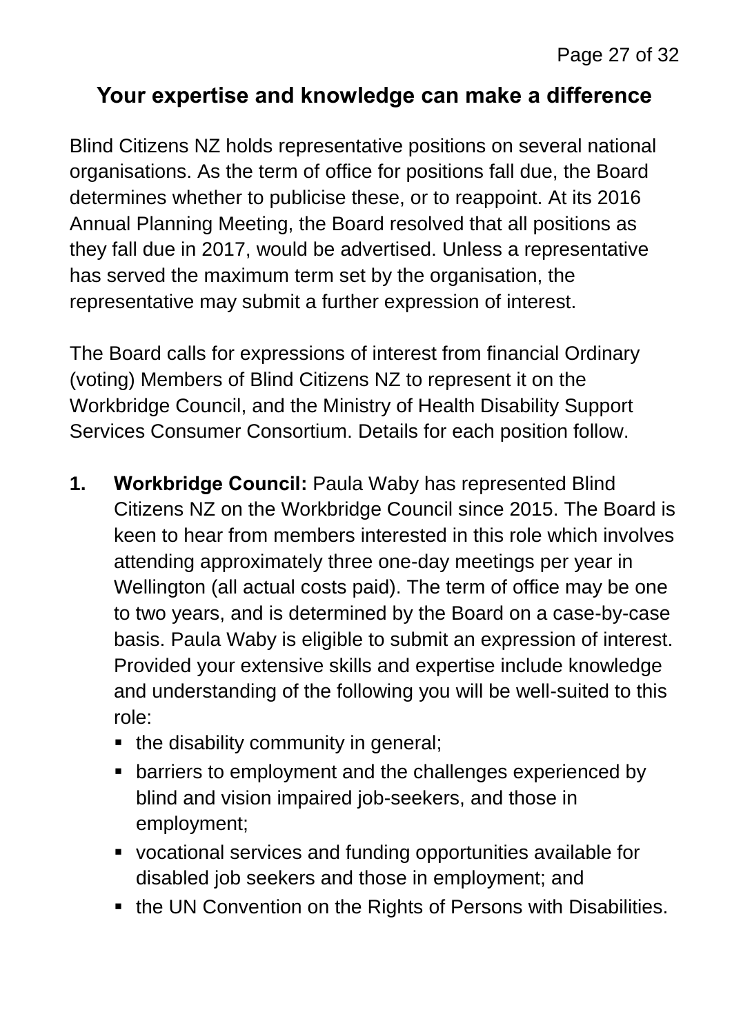## Your expertise and knowledge can make a difference

Blind Citizens NZ holds representative positions on several national organisations. As the term of office for positions fall due, the Board determines whether to publicise these, or to reappoint. At its 2016 Annual Planning Meeting, the Board resolved that all positions as they fall due in 2017, would be advertised. Unless a representative has served the maximum term set by the organisation, the representative may submit a further expression of interest.

The Board calls for expressions of interest from financial Ordinary (voting) Members of Blind Citizens NZ to represent it on the Workbridge Council, and the Ministry of Health Disability Support Services Consumer Consortium. Details for each position follow.

1. **Workbridge Council:** Paula Waby has represented Blind Citizens NZ on the Workbridge Council since 2015. The Board is keen to hear from members interested in this role which involves attending approximately three one-day meetings per year in Wellington (all actual costs paid). The term of office may be one to two years, and is determined by the Board on a case-by-case basis. Paula Waby is eligible to submit an expression of interest. Provided your extensive skills and expertise include knowledge and understanding of the following you will be well-suited to this role:
   - the disability community in general;
   - barriers to employment and the challenges experienced by blind and vision impaired job-seekers, and those in employment;
   - vocational services and funding opportunities available for disabled job seekers and those in employment; and
   - the UN Convention on the Rights of Persons with Disabilities.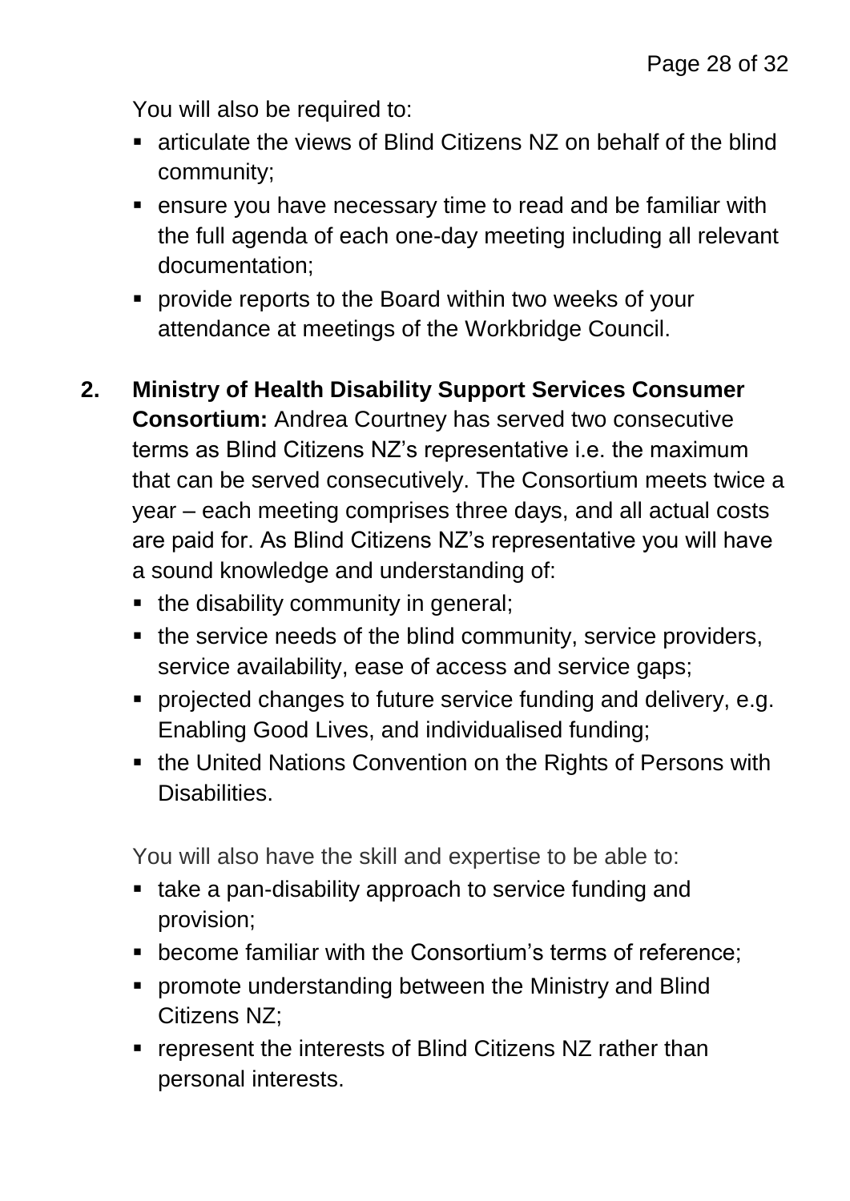You will also be required to:

- articulate the views of Blind Citizens NZ on behalf of the blind community;
- ensure you have necessary time to read and be familiar with the full agenda of each one-day meeting including all relevant documentation;
- provide reports to the Board within two weeks of your attendance at meetings of the Workbridge Council.

2. **Ministry of Health Disability Support Services Consumer Consortium:** Andrea Courtney has served two consecutive terms as Blind Citizens NZ's representative i.e. the maximum that can be served consecutively. The Consortium meets twice a year – each meeting comprises three days, and all actual costs are paid for. As Blind Citizens NZ's representative you will have a sound knowledge and understanding of:

    - the disability community in general;
    - the service needs of the blind community, service providers, service availability, ease of access and service gaps;
    - projected changes to future service funding and delivery, e.g. Enabling Good Lives, and individualised funding;
    - the United Nations Convention on the Rights of Persons with Disabilities.

    You will also have the skill and expertise to be able to:

    - take a pan-disability approach to service funding and provision;
    - become familiar with the Consortium's terms of reference;
    - promote understanding between the Ministry and Blind Citizens NZ;
    - represent the interests of Blind Citizens NZ rather than personal interests.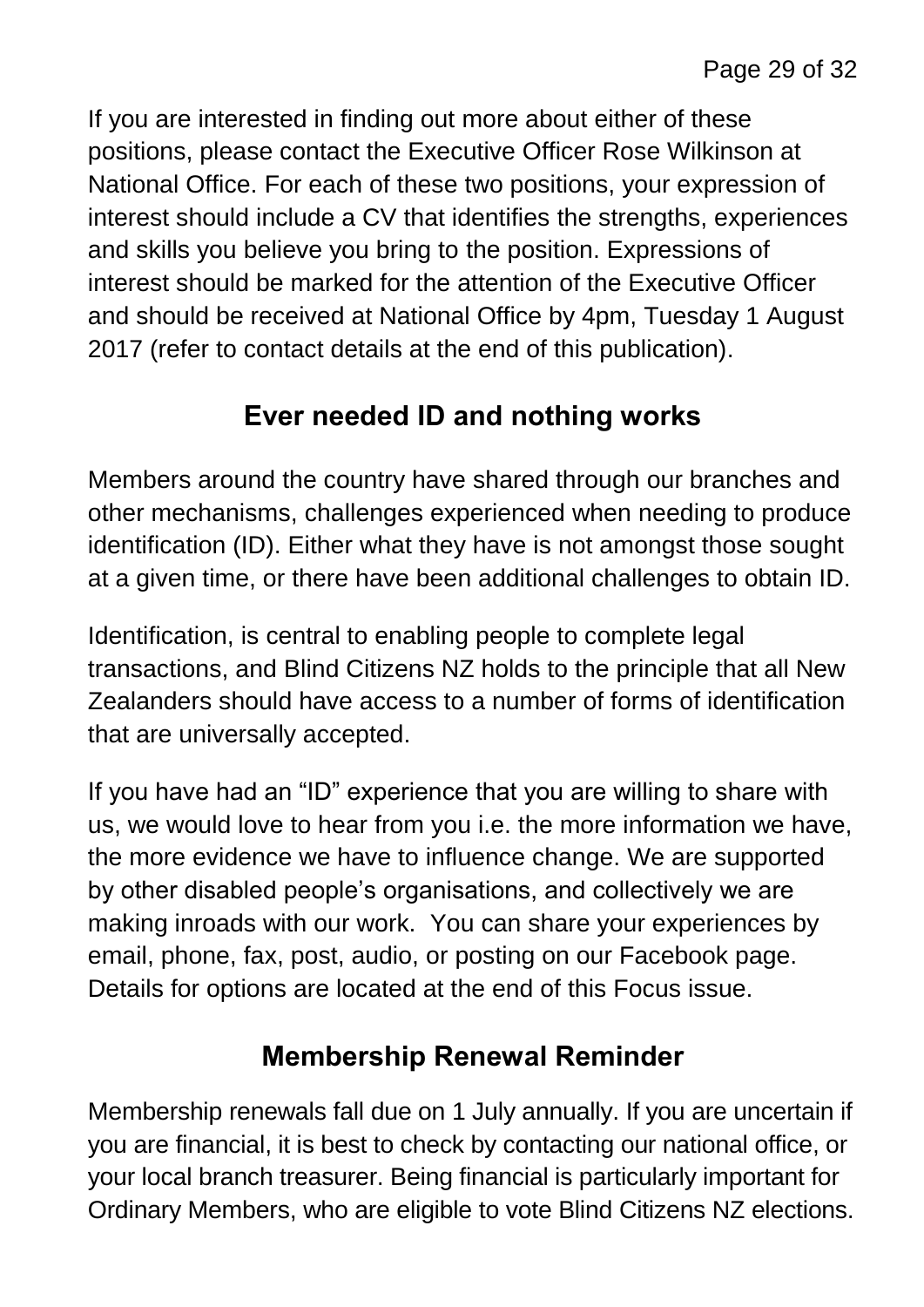If you are interested in finding out more about either of these positions, please contact the Executive Officer Rose Wilkinson at National Office. For each of these two positions, your expression of interest should include a CV that identifies the strengths, experiences and skills you believe you bring to the position. Expressions of interest should be marked for the attention of the Executive Officer and should be received at National Office by 4pm, Tuesday 1 August 2017 (refer to contact details at the end of this publication).

## Ever needed ID and nothing works

Members around the country have shared through our branches and other mechanisms, challenges experienced when needing to produce identification (ID). Either what they have is not amongst those sought at a given time, or there have been additional challenges to obtain ID.

Identification, is central to enabling people to complete legal transactions, and Blind Citizens NZ holds to the principle that all New Zealanders should have access to a number of forms of identification that are universally accepted.

If you have had an "ID" experience that you are willing to share with us, we would love to hear from you i.e. the more information we have, the more evidence we have to influence change. We are supported by other disabled people's organisations, and collectively we are making inroads with our work.  You can share your experiences by email, phone, fax, post, audio, or posting on our Facebook page. Details for options are located at the end of this Focus issue.

## Membership Renewal Reminder

Membership renewals fall due on 1 July annually. If you are uncertain if you are financial, it is best to check by contacting our national office, or your local branch treasurer. Being financial is particularly important for Ordinary Members, who are eligible to vote Blind Citizens NZ elections.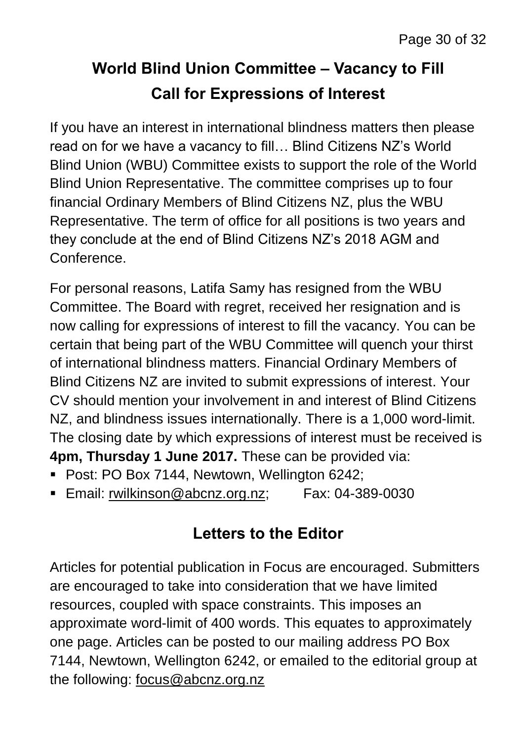## World Blind Union Committee – Vacancy to Fill

## Call for Expressions of Interest

If you have an interest in international blindness matters then please read on for we have a vacancy to fill… Blind Citizens NZ's World Blind Union (WBU) Committee exists to support the role of the World Blind Union Representative. The committee comprises up to four financial Ordinary Members of Blind Citizens NZ, plus the WBU Representative. The term of office for all positions is two years and they conclude at the end of Blind Citizens NZ's 2018 AGM and Conference.

For personal reasons, Latifa Samy has resigned from the WBU Committee. The Board with regret, received her resignation and is now calling for expressions of interest to fill the vacancy. You can be certain that being part of the WBU Committee will quench your thirst of international blindness matters. Financial Ordinary Members of Blind Citizens NZ are invited to submit expressions of interest. Your CV should mention your involvement in and interest of Blind Citizens NZ, and blindness issues internationally. There is a 1,000 word-limit. The closing date by which expressions of interest must be received is **4pm, Thursday 1 June 2017.** These can be provided via:

- Post: PO Box 7144, Newtown, Wellington 6242;
- Email: rwilkinson@abcnz.org.nz; Fax: 04-389-0030

## Letters to the Editor

Articles for potential publication in Focus are encouraged. Submitters are encouraged to take into consideration that we have limited resources, coupled with space constraints. This imposes an approximate word-limit of 400 words. This equates to approximately one page. Articles can be posted to our mailing address PO Box 7144, Newtown, Wellington 6242, or emailed to the editorial group at the following: focus@abcnz.org.nz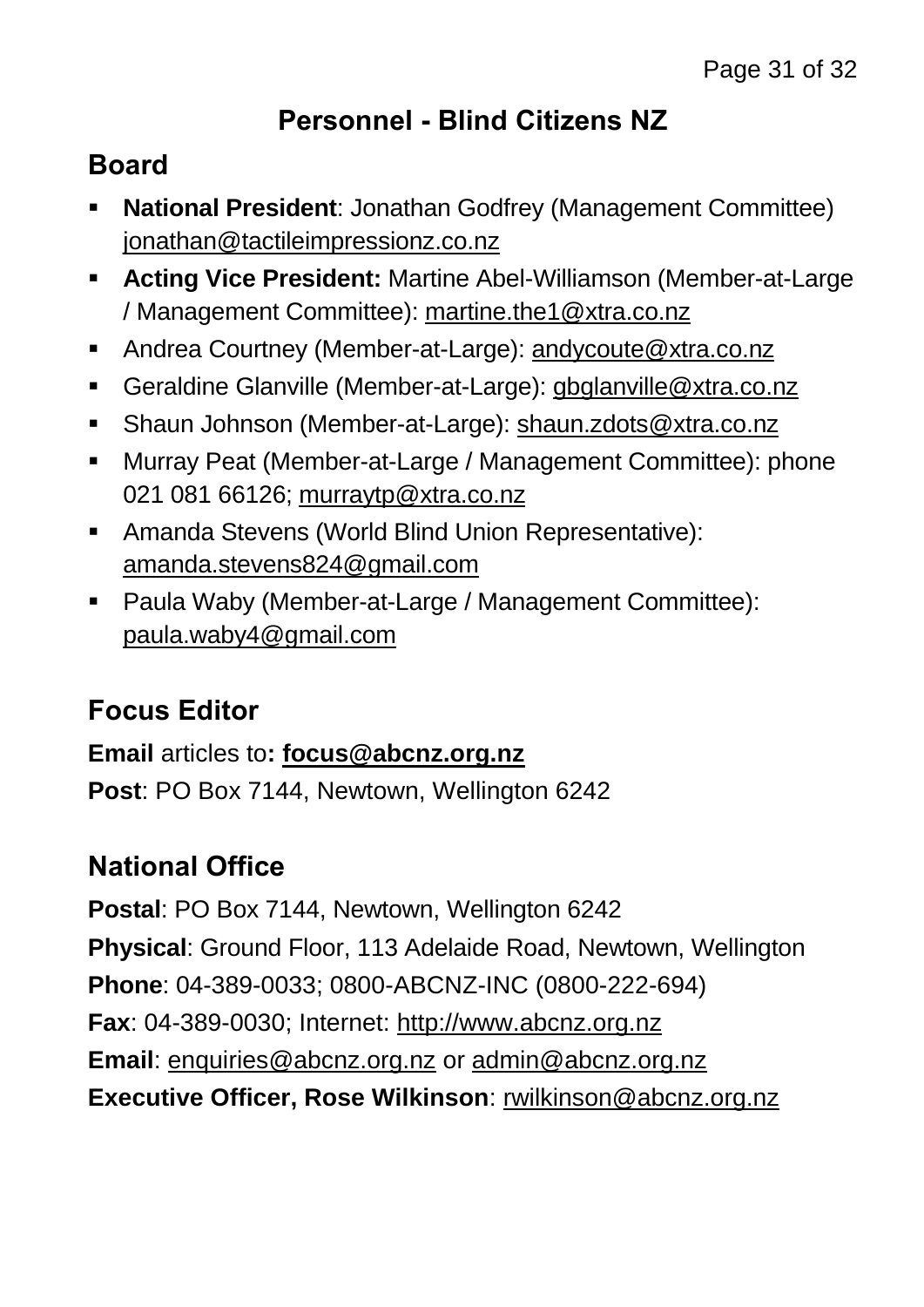# Personnel - Blind Citizens NZ

## Board

- **National President**: Jonathan Godfrey (Management Committee) jonathan@tactileimpressionz.co.nz
- **Acting Vice President:** Martine Abel-Williamson (Member-at-Large / Management Committee): martine.the1@xtra.co.nz
- Andrea Courtney (Member-at-Large): andycoute@xtra.co.nz
- Geraldine Glanville (Member-at-Large): gbglanville@xtra.co.nz
- Shaun Johnson (Member-at-Large): shaun.zdots@xtra.co.nz
- Murray Peat (Member-at-Large / Management Committee): phone 021 081 66126; murraytp@xtra.co.nz
- Amanda Stevens (World Blind Union Representative): amanda.stevens824@gmail.com
- Paula Waby (Member-at-Large / Management Committee): paula.waby4@gmail.com

## Focus Editor

**Email** articles to**: focus@abcnz.org.nz**

**Post**: PO Box 7144, Newtown, Wellington 6242

## National Office

**Postal**: PO Box 7144, Newtown, Wellington 6242

**Physical**: Ground Floor, 113 Adelaide Road, Newtown, Wellington

**Phone**: 04-389-0033; 0800-ABCNZ-INC (0800-222-694)

**Fax**: 04-389-0030; Internet: http://www.abcnz.org.nz

**Email**: enquiries@abcnz.org.nz or admin@abcnz.org.nz

**Executive Officer, Rose Wilkinson**: rwilkinson@abcnz.org.nz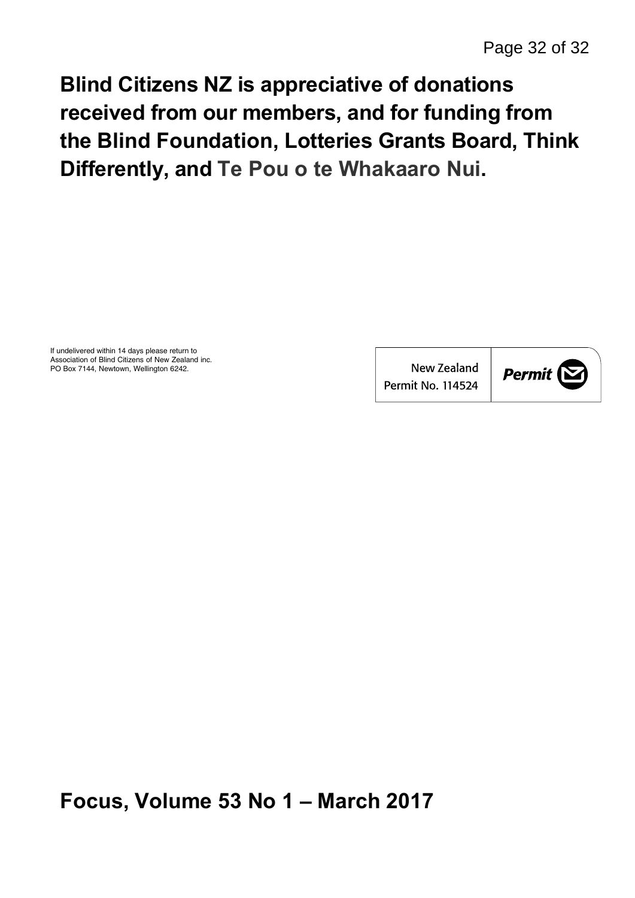**Blind Citizens NZ is appreciative of donations received from our members, and for funding from the Blind Foundation, Lotteries Grants Board, Think Differently, and Te Pou o te Whakaaro Nui.**

If undelivered within 14 days please return to
Association of Blind Citizens of New Zealand inc.
PO Box 7144, Newtown, Wellington 6242.

New Zealand
Permit No. 114524

Permit

**Focus, Volume 53 No 1 – March 2017**